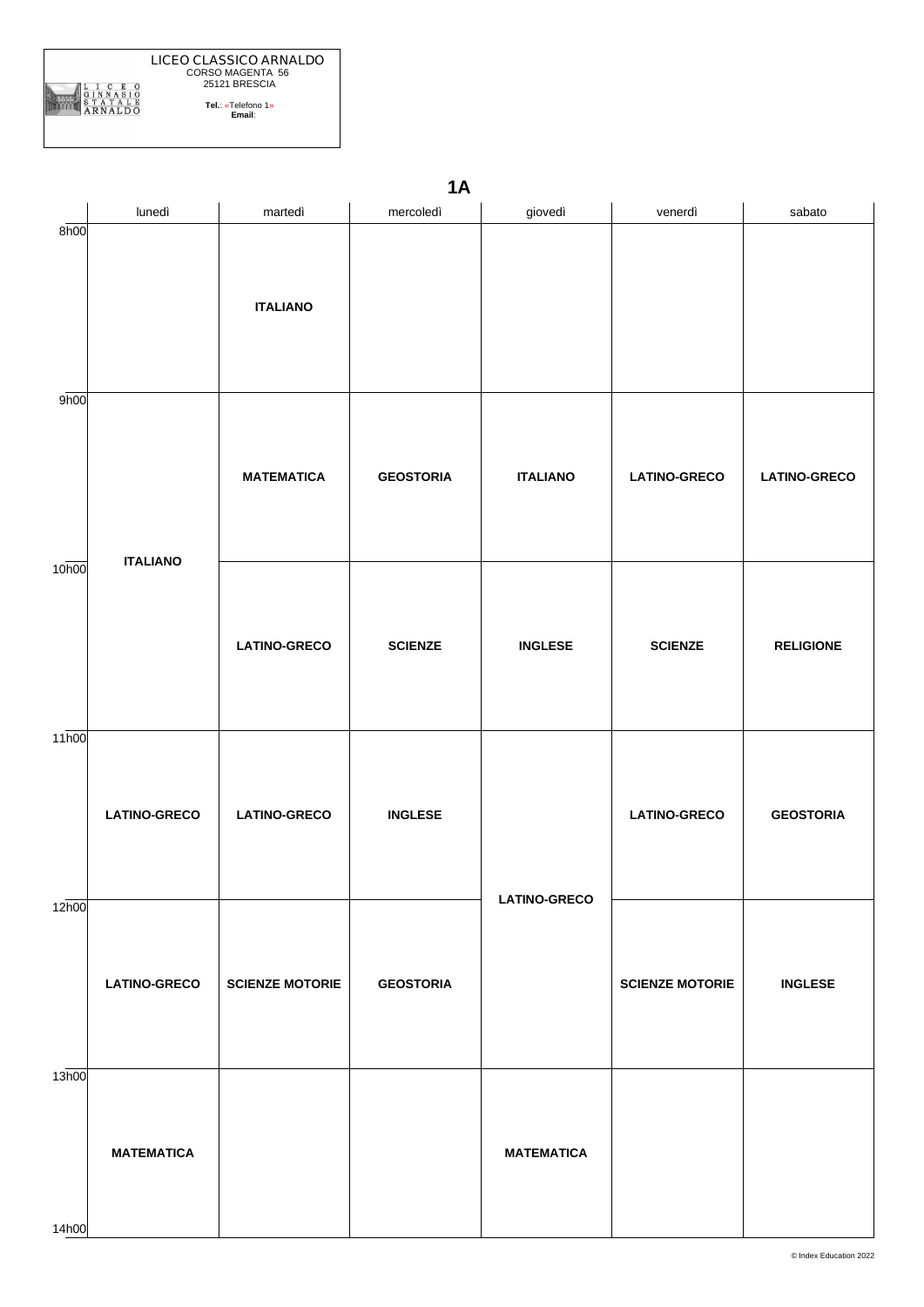LICEO CLASSICO ARNALDO
CORSO MAGENTA 56
25121 BRESCIA

**Tel.**: «Telefono 1»
**Email**:

# 1A

| | lunedì | martedì | mercoledì | giovedì | venerdì | sabato |
|---|---|---|---|---|---|---|
| 8h00 | | **ITALIANO** | | | | |
| 9h00 | **ITALIANO** | **MATEMATICA** | **GEOSTORIA** | **ITALIANO** | **LATINO-GRECO** | **LATINO-GRECO** |
| 10h00 | **ITALIANO** | **LATINO-GRECO** | **SCIENZE** | **INGLESE** | **SCIENZE** | **RELIGIONE** |
| 11h00 | **LATINO-GRECO** | **LATINO-GRECO** | **INGLESE** | **LATINO-GRECO** | **LATINO-GRECO** | **GEOSTORIA** |
| 12h00 | **LATINO-GRECO** | **SCIENZE MOTORIE** | **GEOSTORIA** | **LATINO-GRECO** | **SCIENZE MOTORIE** | **INGLESE** |
| 13h00 | **MATEMATICA** | | | **MATEMATICA** | | |
| 14h00 | | | | | | |

© Index Education 2022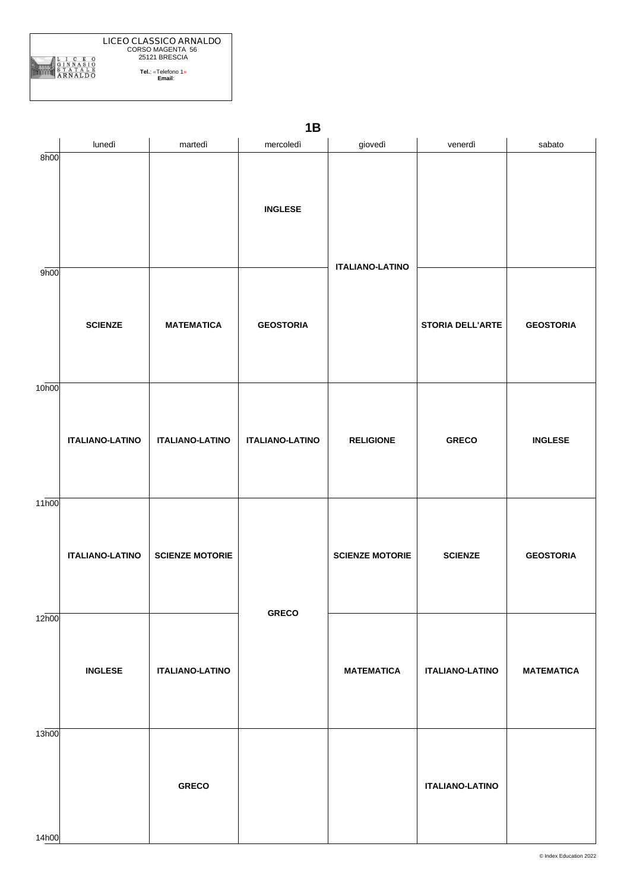LICEO CLASSICO ARNALDO
CORSO MAGENTA 56
25121 BRESCIA

**Tel.**: «Telefono 1»
**Email**:

# 1B

| | lunedì | martedì | mercoledì | giovedì | venerdì | sabato |
|---|---|---|---|---|---|---|
| 8h00 | | | **INGLESE** | **ITALIANO-LATINO** | | |
| 9h00 | **SCIENZE** | **MATEMATICA** | **GEOSTORIA** | **ITALIANO-LATINO** | **STORIA DELL'ARTE** | **GEOSTORIA** |
| 10h00 | **ITALIANO-LATINO** | **ITALIANO-LATINO** | **ITALIANO-LATINO** | **RELIGIONE** | **GRECO** | **INGLESE** |
| 11h00 | **ITALIANO-LATINO** | **SCIENZE MOTORIE** | **GRECO** | **SCIENZE MOTORIE** | **SCIENZE** | **GEOSTORIA** |
| 12h00 | **INGLESE** | **ITALIANO-LATINO** | **GRECO** | **MATEMATICA** | **ITALIANO-LATINO** | **MATEMATICA** |
| 13h00 | | **GRECO** | | | **ITALIANO-LATINO** | |
| 14h00 | | | | | | |

© Index Education 2022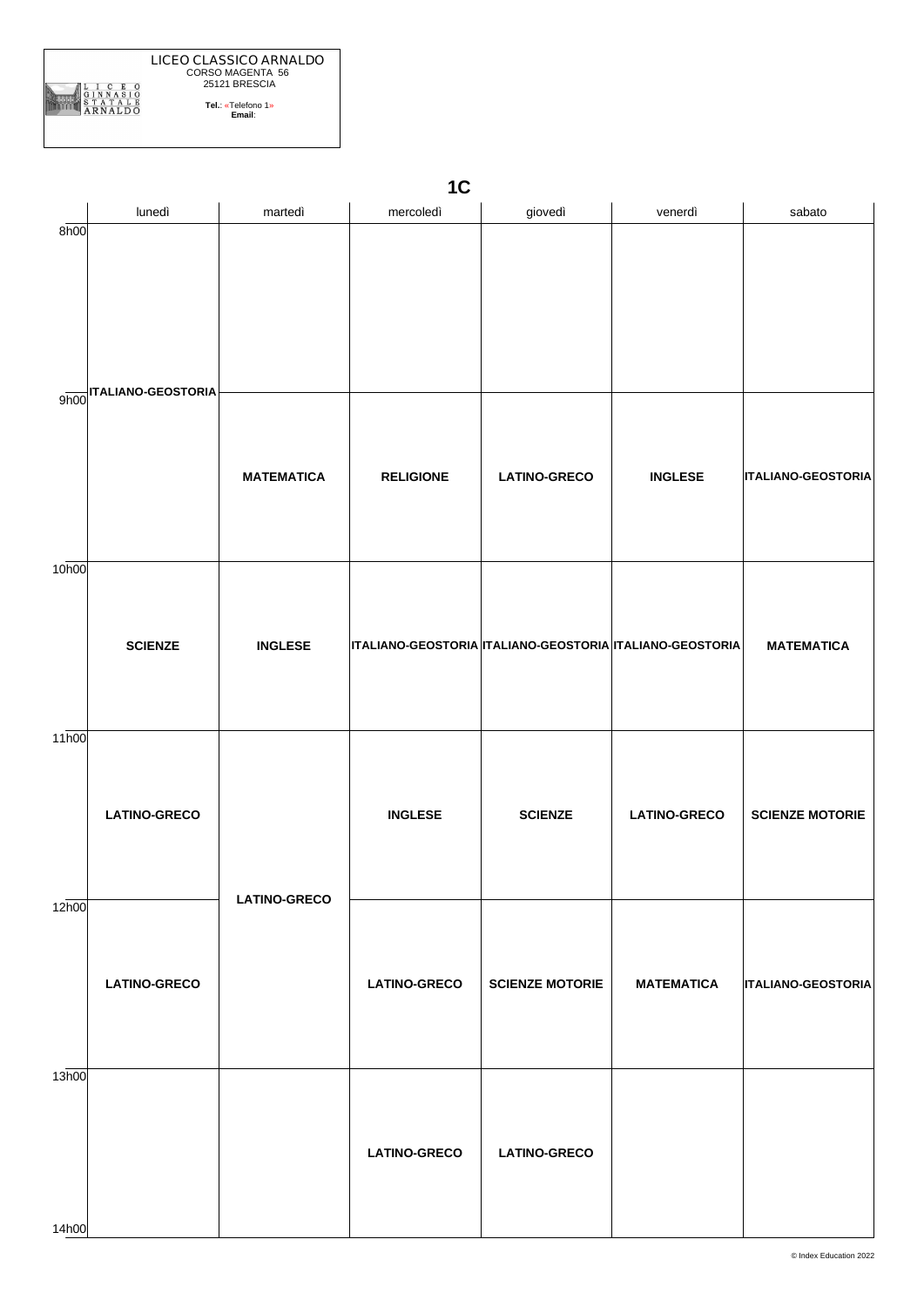LICEO CLASSICO ARNALDO
CORSO MAGENTA 56
25121 BRESCIA

**Tel.**: «Telefono 1»
**Email**:

# 1C

| | lunedì | martedì | mercoledì | giovedì | venerdì | sabato |
|---|---|---|---|---|---|---|
| 8h00 | **ITALIANO-GEOSTORIA** | | | | | |
| 9h00 | | **MATEMATICA** | **RELIGIONE** | **LATINO-GRECO** | **INGLESE** | **ITALIANO-GEOSTORIA** |
| 10h00 | **SCIENZE** | **INGLESE** | **ITALIANO-GEOSTORIA** | **ITALIANO-GEOSTORIA** | **ITALIANO-GEOSTORIA** | **MATEMATICA** |
| 11h00 | **LATINO-GRECO** | **LATINO-GRECO** | **INGLESE** | **SCIENZE** | **LATINO-GRECO** | **SCIENZE MOTORIE** |
| 12h00 | **LATINO-GRECO** | | **LATINO-GRECO** | **SCIENZE MOTORIE** | **MATEMATICA** | **ITALIANO-GEOSTORIA** |
| 13h00 | | | **LATINO-GRECO** | **LATINO-GRECO** | | |
| 14h00 | | | | | | |

© Index Education 2022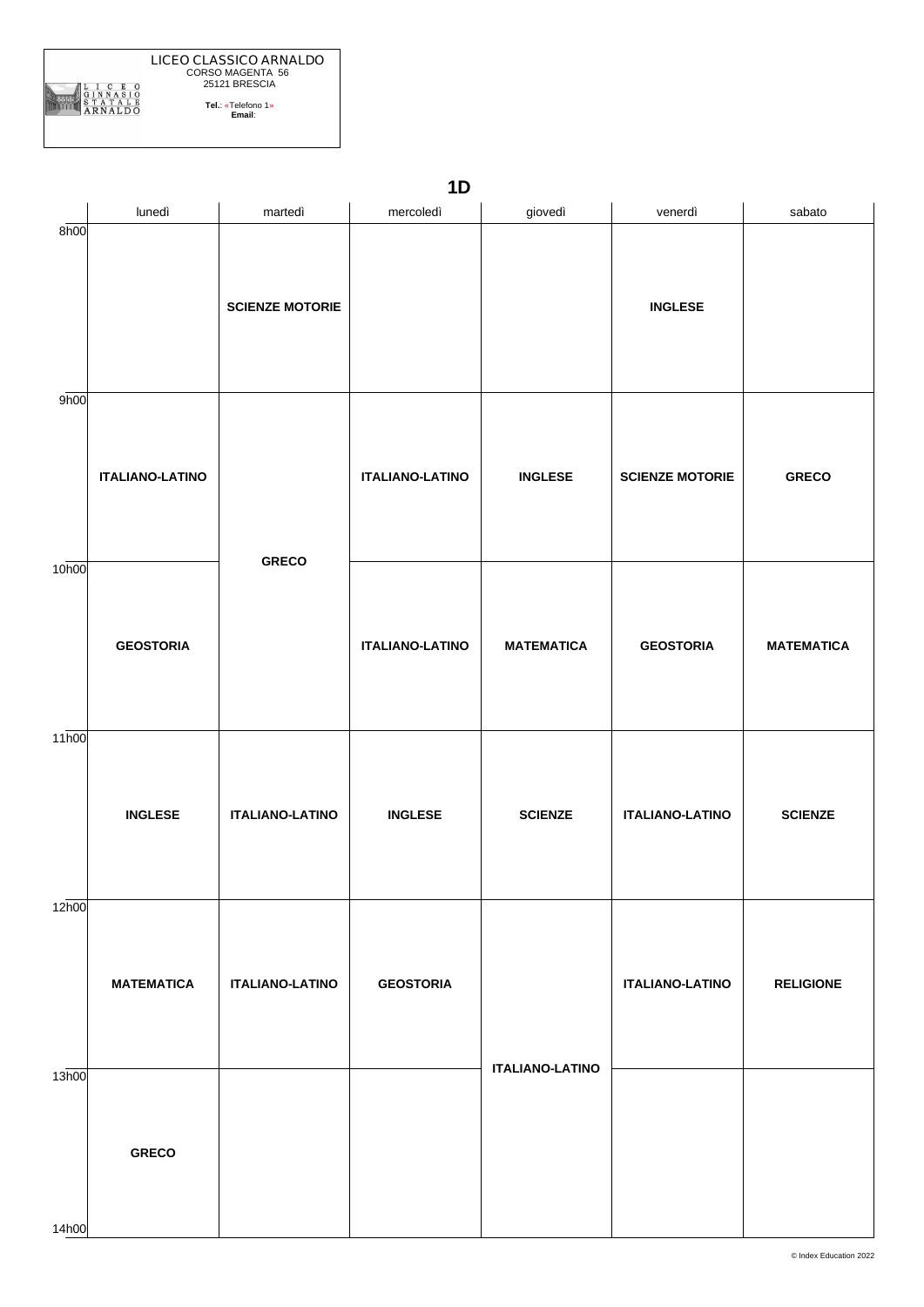LICEO CLASSICO ARNALDO
CORSO MAGENTA 56
25121 BRESCIA

**Tel.**: «Telefono 1»
**Email**:

# 1D

| | lunedì | martedì | mercoledì | giovedì | venerdì | sabato |
|---|---|---|---|---|---|---|
| 8h00 | | **SCIENZE MOTORIE** | | | **INGLESE** | |
| 9h00 | **ITALIANO-LATINO** | **GRECO** | **ITALIANO-LATINO** | **INGLESE** | **SCIENZE MOTORIE** | **GRECO** |
| 10h00 | **GEOSTORIA** | **GRECO** | **ITALIANO-LATINO** | **MATEMATICA** | **GEOSTORIA** | **MATEMATICA** |
| 11h00 | **INGLESE** | **ITALIANO-LATINO** | **INGLESE** | **SCIENZE** | **ITALIANO-LATINO** | **SCIENZE** |
| 12h00 | **MATEMATICA** | **ITALIANO-LATINO** | **GEOSTORIA** | **ITALIANO-LATINO** | **ITALIANO-LATINO** | **RELIGIONE** |
| 13h00 | **GRECO** | | | **ITALIANO-LATINO** | | |

© Index Education 2022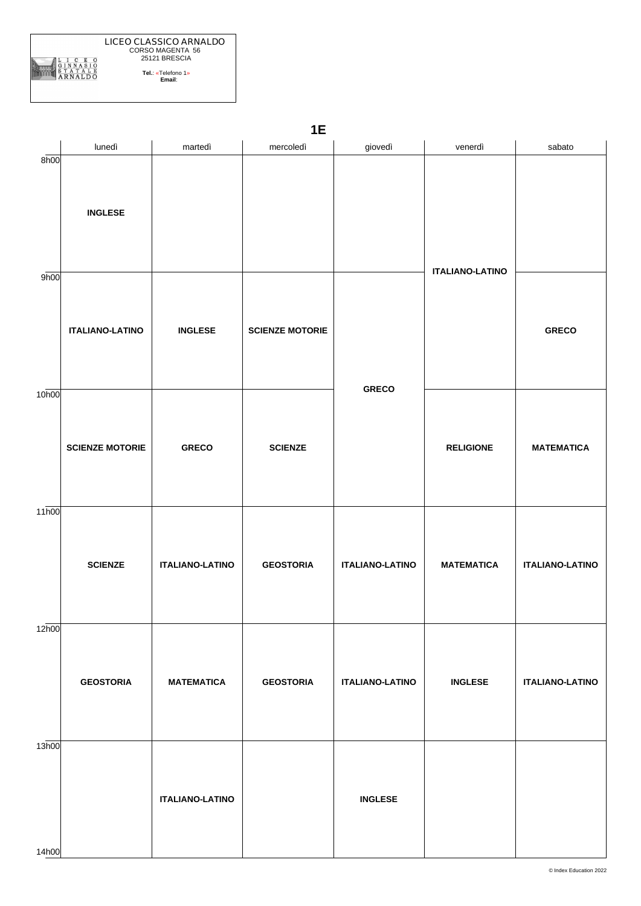LICEO CLASSICO ARNALDO
CORSO MAGENTA 56
25121 BRESCIA

**Tel.**: «Telefono 1»
**Email**:

# 1E

| | lunedì | martedì | mercoledì | giovedì | venerdì | sabato |
|---|---|---|---|---|---|---|
| 8h00 | **INGLESE** | | | | **ITALIANO-LATINO** | |
| 9h00 | **ITALIANO-LATINO** | **INGLESE** | **SCIENZE MOTORIE** | **GRECO** | **ITALIANO-LATINO** | **GRECO** |
| 10h00 | **SCIENZE MOTORIE** | **GRECO** | **SCIENZE** | **GRECO** | **RELIGIONE** | **MATEMATICA** |
| 11h00 | **SCIENZE** | **ITALIANO-LATINO** | **GEOSTORIA** | **ITALIANO-LATINO** | **MATEMATICA** | **ITALIANO-LATINO** |
| 12h00 | **GEOSTORIA** | **MATEMATICA** | **GEOSTORIA** | **ITALIANO-LATINO** | **INGLESE** | **ITALIANO-LATINO** |
| 13h00 | | **ITALIANO-LATINO** | | **INGLESE** | | |

© Index Education 2022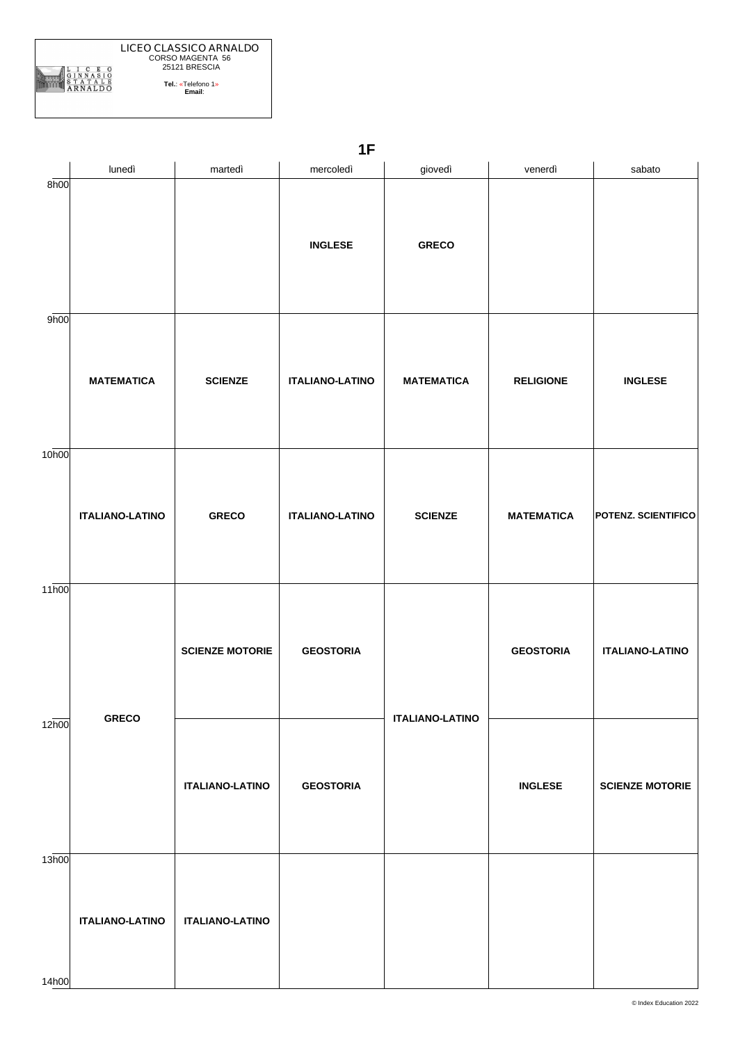LICEO CLASSICO ARNALDO
CORSO MAGENTA 56
25121 BRESCIA

**Tel.**: «Telefono 1»
**Email**:

## 1F

| | lunedì | martedì | mercoledì | giovedì | venerdì | sabato |
|---|---|---|---|---|---|---|
| 8h00 | | | **INGLESE** | **GRECO** | | |
| 9h00 | **MATEMATICA** | **SCIENZE** | **ITALIANO-LATINO** | **MATEMATICA** | **RELIGIONE** | **INGLESE** |
| 10h00 | **ITALIANO-LATINO** | **GRECO** | **ITALIANO-LATINO** | **SCIENZE** | **MATEMATICA** | **POTENZ. SCIENTIFICO** |
| 11h00 | **GRECO** | **SCIENZE MOTORIE** | **GEOSTORIA** | **ITALIANO-LATINO** | **GEOSTORIA** | **ITALIANO-LATINO** |
| 12h00 | **GRECO** | **ITALIANO-LATINO** | **GEOSTORIA** | **ITALIANO-LATINO** | **INGLESE** | **SCIENZE MOTORIE** |
| 13h00 | **ITALIANO-LATINO** | **ITALIANO-LATINO** | | | | |

© Index Education 2022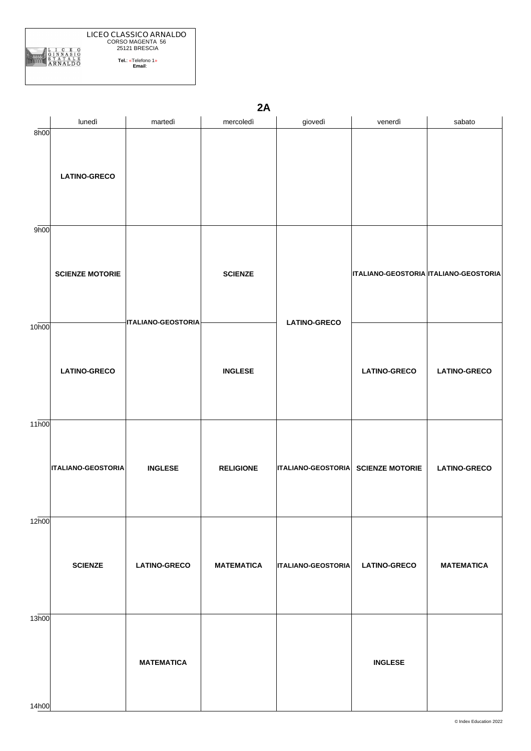LICEO CLASSICO ARNALDO
CORSO MAGENTA 56
25121 BRESCIA

**Tel.**: «Telefono 1»
**Email**:

## 2A

| | lunedì | martedì | mercoledì | giovedì | venerdì | sabato |
|---|---|---|---|---|---|---|
| 8h00 | **LATINO-GRECO** | | | | | |
| 9h00 | **SCIENZE MOTORIE** | **ITALIANO-GEOSTORIA** | **SCIENZE** | **LATINO-GRECO** | **ITALIANO-GEOSTORIA** | **ITALIANO-GEOSTORIA** |
| 10h00 | **LATINO-GRECO** | **ITALIANO-GEOSTORIA** | **INGLESE** | **LATINO-GRECO** | **LATINO-GRECO** | **LATINO-GRECO** |
| 11h00 | **ITALIANO-GEOSTORIA** | **INGLESE** | **RELIGIONE** | **ITALIANO-GEOSTORIA** | **SCIENZE MOTORIE** | **LATINO-GRECO** |
| 12h00 | **SCIENZE** | **LATINO-GRECO** | **MATEMATICA** | **ITALIANO-GEOSTORIA** | **LATINO-GRECO** | **MATEMATICA** |
| 13h00 | | **MATEMATICA** | | | **INGLESE** | |
| 14h00 | | | | | | |

© Index Education 2022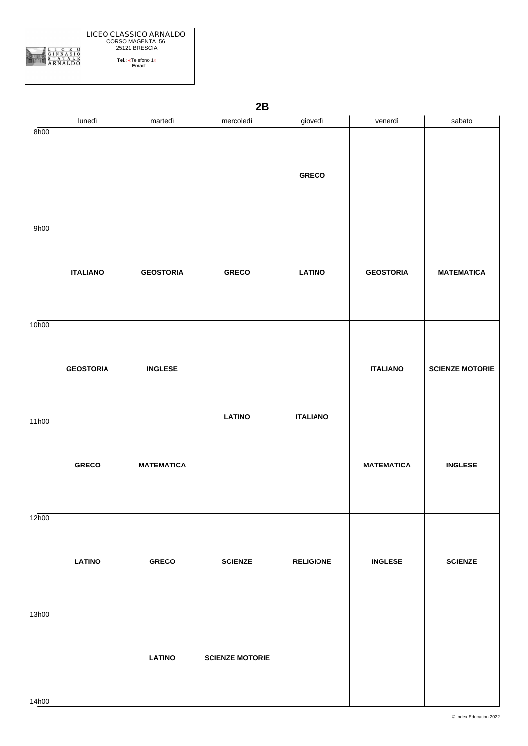LICEO CLASSICO ARNALDO
CORSO MAGENTA 56
25121 BRESCIA

**Tel.**: «Telefono 1»
**Email**:

## 2B

| | lunedì | martedì | mercoledì | giovedì | venerdì | sabato |
|---|---|---|---|---|---|---|
| 8h00 | | | | **GRECO** | | |
| 9h00 | **ITALIANO** | **GEOSTORIA** | **GRECO** | **LATINO** | **GEOSTORIA** | **MATEMATICA** |
| 10h00 | **GEOSTORIA** | **INGLESE** | **LATINO** | **ITALIANO** | **ITALIANO** | **SCIENZE MOTORIE** |
| 11h00 | **GRECO** | **MATEMATICA** | **LATINO** | **ITALIANO** | **MATEMATICA** | **INGLESE** |
| 12h00 | **LATINO** | **GRECO** | **SCIENZE** | **RELIGIONE** | **INGLESE** | **SCIENZE** |
| 13h00 | | **LATINO** | **SCIENZE MOTORIE** | | | |
| 14h00 | | | | | | |

© Index Education 2022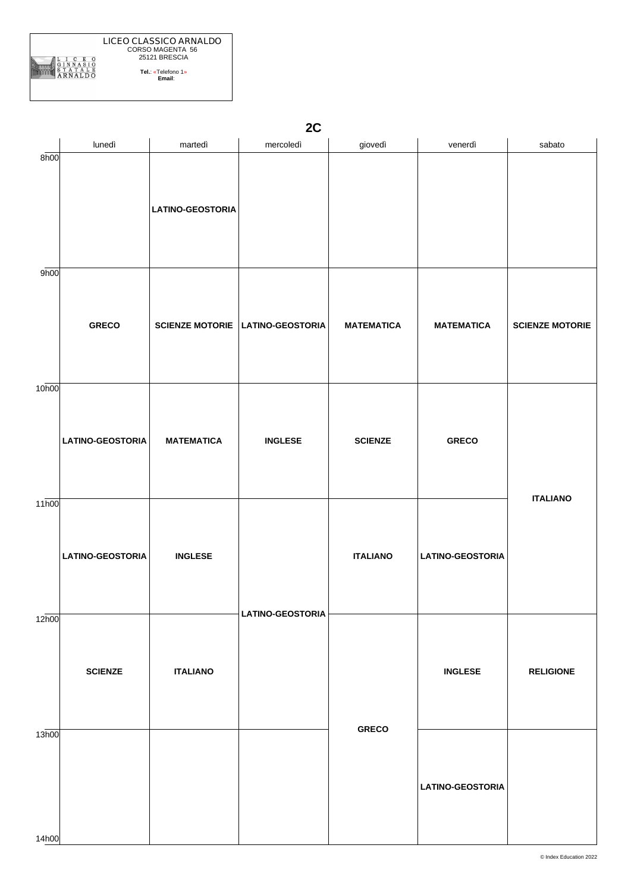LICEO CLASSICO ARNALDO
CORSO MAGENTA 56
25121 BRESCIA

**Tel.**: «Telefono 1»
**Email**:

## 2C

| | lunedì | martedì | mercoledì | giovedì | venerdì | sabato |
|---|---|---|---|---|---|---|
| 8h00 | | **LATINO-GEOSTORIA** | | | | |
| 9h00 | **GRECO** | **SCIENZE MOTORIE** | **LATINO-GEOSTORIA** | **MATEMATICA** | **MATEMATICA** | **SCIENZE MOTORIE** |
| 10h00 | **LATINO-GEOSTORIA** | **MATEMATICA** | **INGLESE** | **SCIENZE** | **GRECO** | **ITALIANO** |
| 11h00 | **LATINO-GEOSTORIA** | **INGLESE** | **LATINO-GEOSTORIA** | **ITALIANO** | **LATINO-GEOSTORIA** | **ITALIANO** |
| 12h00 | **SCIENZE** | **ITALIANO** | **LATINO-GEOSTORIA** | **GRECO** | **INGLESE** | **RELIGIONE** |
| 13h00 | | | | **GRECO** | **LATINO-GEOSTORIA** | |
| 14h00 | | | | | | |

© Index Education 2022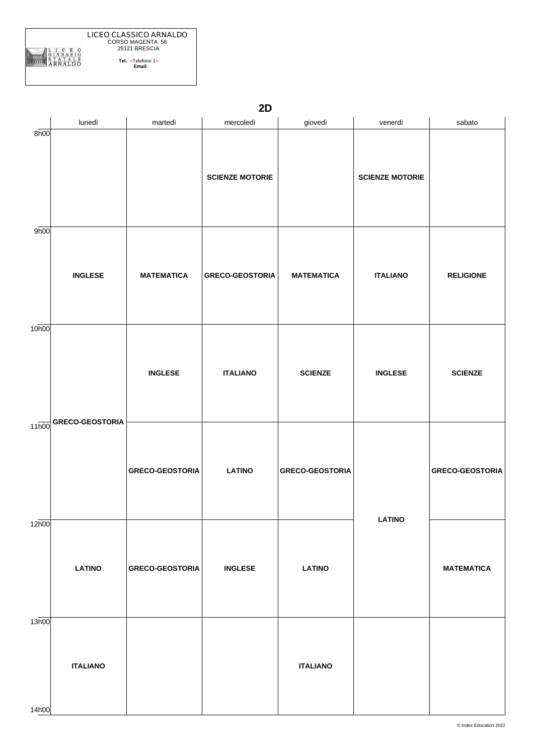LICEO CLASSICO ARNALDO
CORSO MAGENTA 56
25121 BRESCIA

**Tel.**: «Telefono 1»
**Email**:

## 2D

| | lunedì | martedì | mercoledì | giovedì | venerdì | sabato |
|---|---|---|---|---|---|---|
| 8h00 | | | **SCIENZE MOTORIE** | | **SCIENZE MOTORIE** | |
| 9h00 | **INGLESE** | **MATEMATICA** | **GRECO-GEOSTORIA** | **MATEMATICA** | **ITALIANO** | **RELIGIONE** |
| 10h00 | **GRECO-GEOSTORIA** | **INGLESE** | **ITALIANO** | **SCIENZE** | **INGLESE** | **SCIENZE** |
| 11h00 | **GRECO-GEOSTORIA** | **GRECO-GEOSTORIA** | **LATINO** | **GRECO-GEOSTORIA** | **LATINO** | **GRECO-GEOSTORIA** |
| 12h00 | **LATINO** | **GRECO-GEOSTORIA** | **INGLESE** | **LATINO** | **LATINO** | **MATEMATICA** |
| 13h00 | **ITALIANO** | | | **ITALIANO** | | |

© Index Education 2022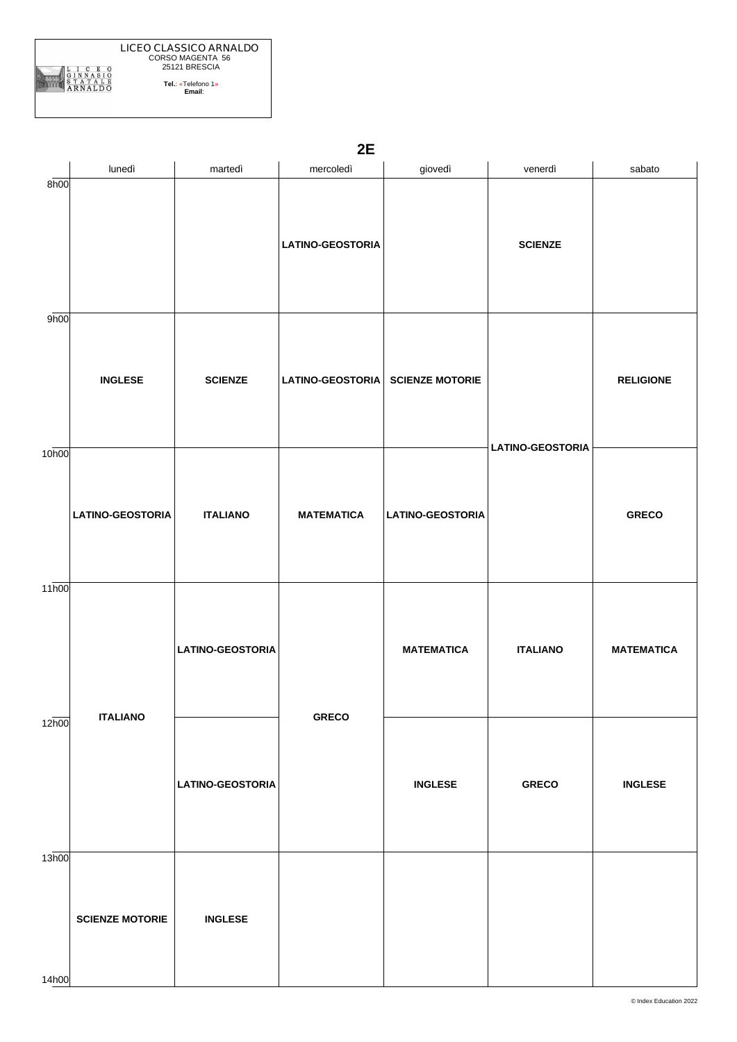LICEO CLASSICO ARNALDO
CORSO MAGENTA 56
25121 BRESCIA

**Tel.**: «Telefono 1»
**Email**:

## 2E

| | lunedì | martedì | mercoledì | giovedì | venerdì | sabato |
|---|---|---|---|---|---|---|
| 8h00 | | | **LATINO-GEOSTORIA** | | **SCIENZE** | |
| 9h00 | **INGLESE** | **SCIENZE** | **LATINO-GEOSTORIA** | **SCIENZE MOTORIE** | **LATINO-GEOSTORIA** | **RELIGIONE** |
| 10h00 | **LATINO-GEOSTORIA** | **ITALIANO** | **MATEMATICA** | **LATINO-GEOSTORIA** | **LATINO-GEOSTORIA** | **GRECO** |
| 11h00 | **ITALIANO** | **LATINO-GEOSTORIA** | **GRECO** | **MATEMATICA** | **ITALIANO** | **MATEMATICA** |
| 12h00 | **ITALIANO** | **LATINO-GEOSTORIA** | **GRECO** | **INGLESE** | **GRECO** | **INGLESE** |
| 13h00 | **SCIENZE MOTORIE** | **INGLESE** | | | | |

© Index Education 2022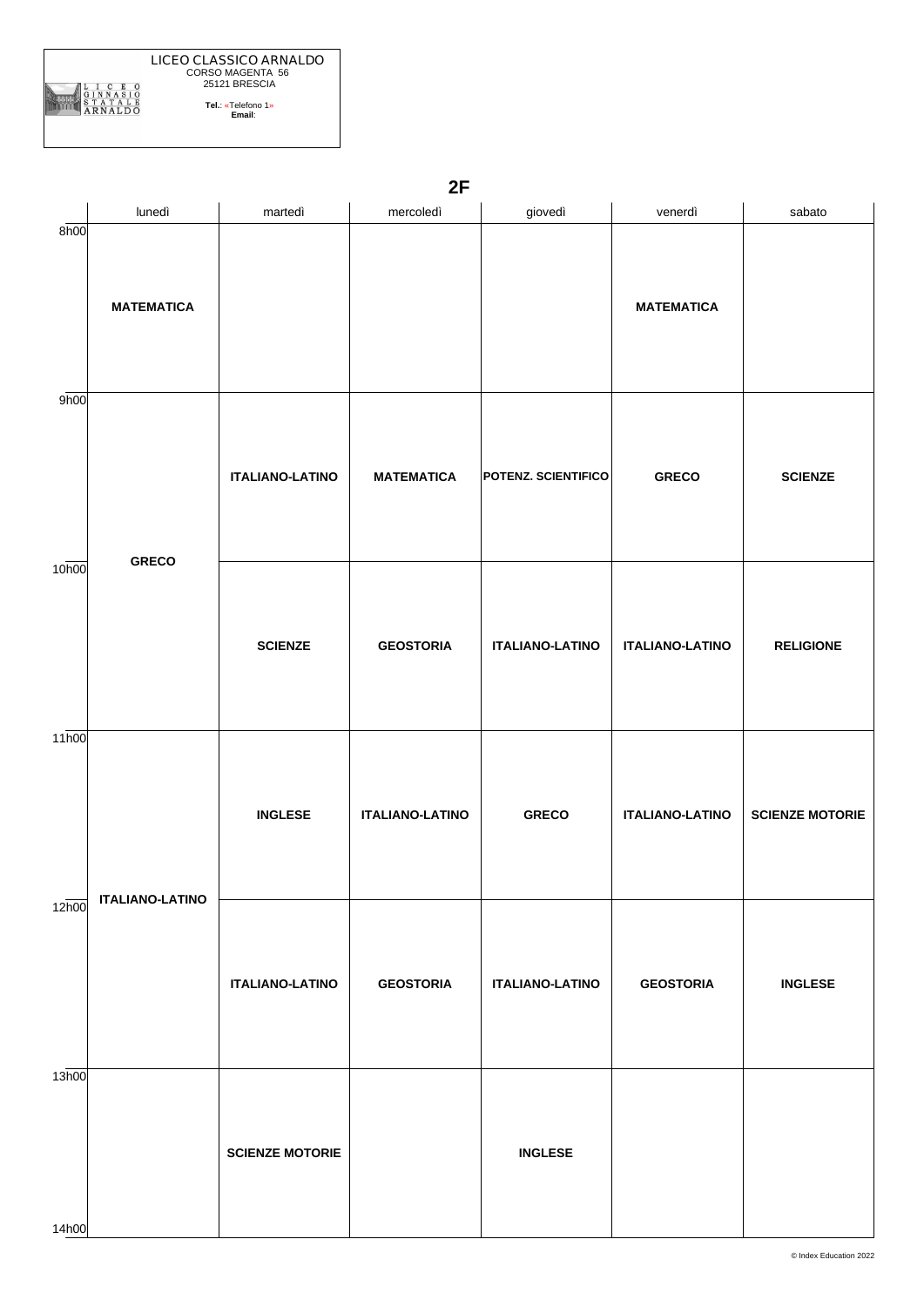LICEO CLASSICO ARNALDO
CORSO MAGENTA 56
25121 BRESCIA

**Tel.**: «Telefono 1»
**Email**:

## 2F

| | lunedì | martedì | mercoledì | giovedì | venerdì | sabato |
|---|---|---|---|---|---|---|
| 8h00 | **MATEMATICA** | | | | **MATEMATICA** | |
| 9h00 | **GRECO** | **ITALIANO-LATINO** | **MATEMATICA** | **POTENZ. SCIENTIFICO** | **GRECO** | **SCIENZE** |
| 10h00 | **GRECO** | **SCIENZE** | **GEOSTORIA** | **ITALIANO-LATINO** | **ITALIANO-LATINO** | **RELIGIONE** |
| 11h00 | **ITALIANO-LATINO** | **INGLESE** | **ITALIANO-LATINO** | **GRECO** | **ITALIANO-LATINO** | **SCIENZE MOTORIE** |
| 12h00 | **ITALIANO-LATINO** | **ITALIANO-LATINO** | **GEOSTORIA** | **ITALIANO-LATINO** | **GEOSTORIA** | **INGLESE** |
| 13h00 | | **SCIENZE MOTORIE** | | **INGLESE** | | |
| 14h00 | | | | | | |

© Index Education 2022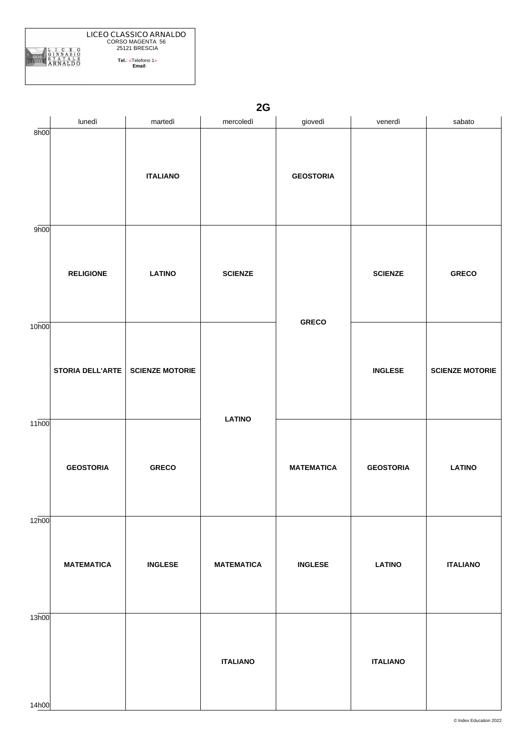LICEO CLASSICO ARNALDO
CORSO MAGENTA 56
25121 BRESCIA

**Tel.**: «Telefono 1»
**Email**:

## 2G

| | lunedì | martedì | mercoledì | giovedì | venerdì | sabato |
|---|---|---|---|---|---|---|
| 8h00 | | **ITALIANO** | | **GEOSTORIA** | | |
| 9h00 | **RELIGIONE** | **LATINO** | **SCIENZE** | **GRECO** | **SCIENZE** | **GRECO** |
| 10h00 | **STORIA DELL'ARTE** | **SCIENZE MOTORIE** | **LATINO** | **GRECO** | **INGLESE** | **SCIENZE MOTORIE** |
| 11h00 | **GEOSTORIA** | **GRECO** | **LATINO** | **MATEMATICA** | **GEOSTORIA** | **LATINO** |
| 12h00 | **MATEMATICA** | **INGLESE** | **MATEMATICA** | **INGLESE** | **LATINO** | **ITALIANO** |
| 13h00 | | | **ITALIANO** | | **ITALIANO** | |

© Index Education 2022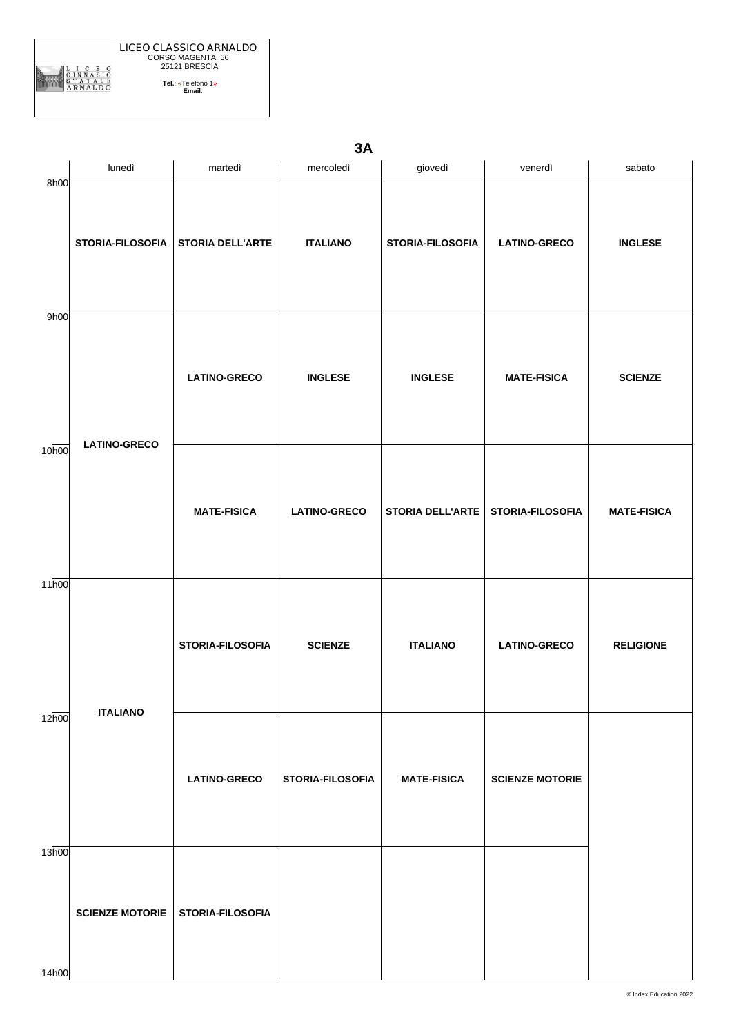LICEO CLASSICO ARNALDO
CORSO MAGENTA 56
25121 BRESCIA

**Tel.**: «Telefono 1»
**Email**:

## 3A

| | lunedì | martedì | mercoledì | giovedì | venerdì | sabato |
|---|---|---|---|---|---|---|
| 8h00 | **STORIA-FILOSOFIA** | **STORIA DELL'ARTE** | **ITALIANO** | **STORIA-FILOSOFIA** | **LATINO-GRECO** | **INGLESE** |
| 9h00 | **LATINO-GRECO** | **LATINO-GRECO** | **INGLESE** | **INGLESE** | **MATE-FISICA** | **SCIENZE** |
| 10h00 | **LATINO-GRECO** | **MATE-FISICA** | **LATINO-GRECO** | **STORIA DELL'ARTE** | **STORIA-FILOSOFIA** | **MATE-FISICA** |
| 11h00 | **ITALIANO** | **STORIA-FILOSOFIA** | **SCIENZE** | **ITALIANO** | **LATINO-GRECO** | **RELIGIONE** |
| 12h00 | **ITALIANO** | **LATINO-GRECO** | **STORIA-FILOSOFIA** | **MATE-FISICA** | **SCIENZE MOTORIE** | |
| 13h00 | **SCIENZE MOTORIE** | **STORIA-FILOSOFIA** | | | | |
| 14h00 | | | | | | |

© Index Education 2022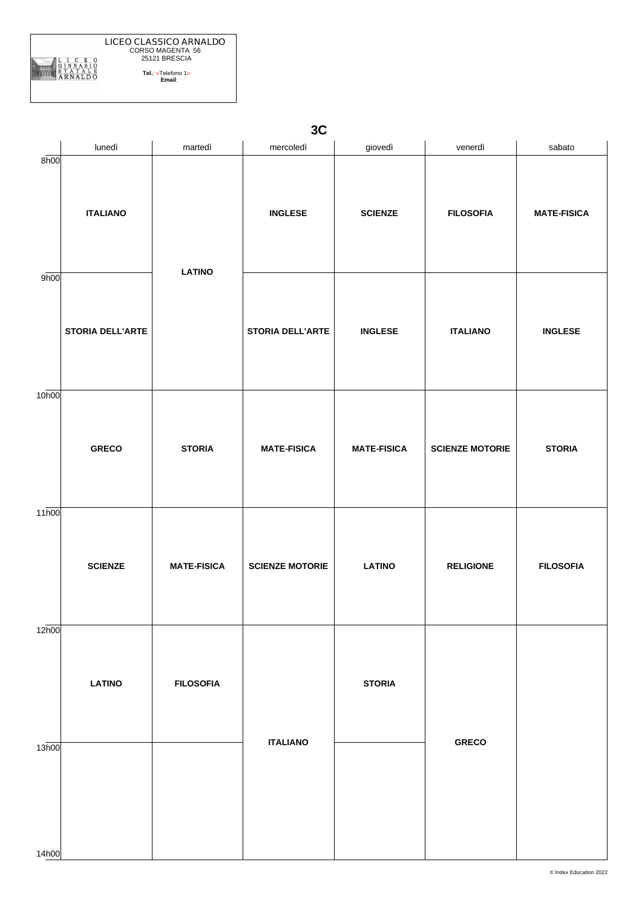LICEO CLASSICO ARNALDO
CORSO MAGENTA 56
25121 BRESCIA

**Tel.**: «Telefono 1»
**Email**:

# 3C

| | lunedì | martedì | mercoledì | giovedì | venerdì | sabato |
|---|---|---|---|---|---|---|
| 8h00 | **ITALIANO** | **LATINO** | **INGLESE** | **SCIENZE** | **FILOSOFIA** | **MATE-FISICA** |
| 9h00 | **STORIA DELL'ARTE** | **LATINO** | **STORIA DELL'ARTE** | **INGLESE** | **ITALIANO** | **INGLESE** |
| 10h00 | **GRECO** | **STORIA** | **MATE-FISICA** | **MATE-FISICA** | **SCIENZE MOTORIE** | **STORIA** |
| 11h00 | **SCIENZE** | **MATE-FISICA** | **SCIENZE MOTORIE** | **LATINO** | **RELIGIONE** | **FILOSOFIA** |
| 12h00 | **LATINO** | **FILOSOFIA** | **ITALIANO** | **STORIA** | **GRECO** | |
| 13h00 | | | **ITALIANO** | | **GRECO** | |

© Index Education 2022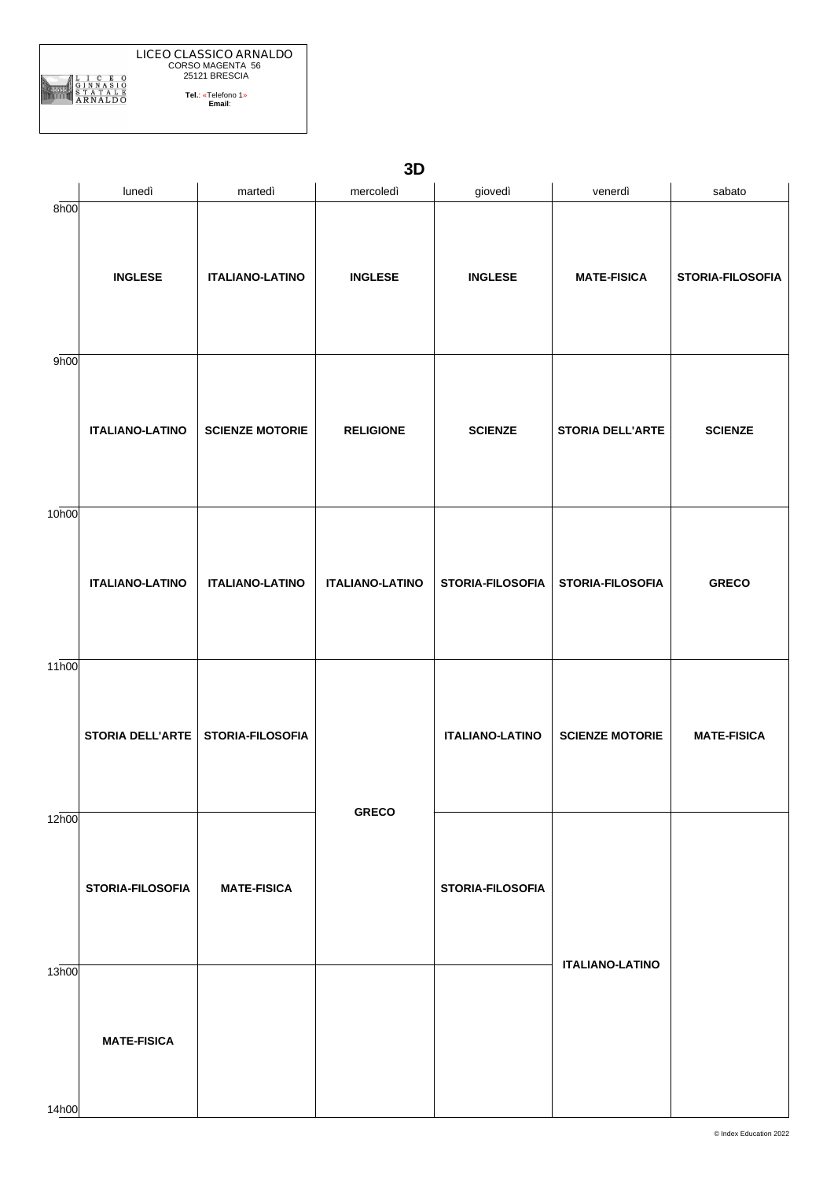LICEO CLASSICO ARNALDO
CORSO MAGENTA 56
25121 BRESCIA

**Tel.**: «Telefono 1»
**Email**:

## 3D

| | lunedì | martedì | mercoledì | giovedì | venerdì | sabato |
|---|---|---|---|---|---|---|
| 8h00 | **INGLESE** | **ITALIANO-LATINO** | **INGLESE** | **INGLESE** | **MATE-FISICA** | **STORIA-FILOSOFIA** |
| 9h00 | **ITALIANO-LATINO** | **SCIENZE MOTORIE** | **RELIGIONE** | **SCIENZE** | **STORIA DELL'ARTE** | **SCIENZE** |
| 10h00 | **ITALIANO-LATINO** | **ITALIANO-LATINO** | **ITALIANO-LATINO** | **STORIA-FILOSOFIA** | **STORIA-FILOSOFIA** | **GRECO** |
| 11h00 | **STORIA DELL'ARTE** | **STORIA-FILOSOFIA** | **GRECO** | **ITALIANO-LATINO** | **SCIENZE MOTORIE** | **MATE-FISICA** |
| 12h00 | **STORIA-FILOSOFIA** | **MATE-FISICA** | **GRECO** | **STORIA-FILOSOFIA** | **ITALIANO-LATINO** | |
| 13h00 | **MATE-FISICA** | | | | **ITALIANO-LATINO** | |
| 14h00 | | | | | | |

© Index Education 2022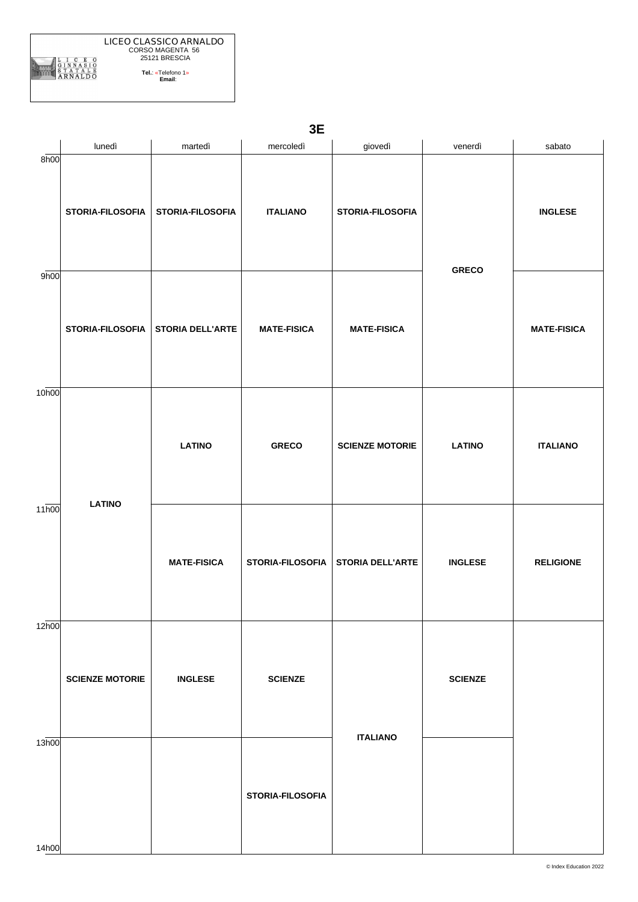LICEO CLASSICO ARNALDO
CORSO MAGENTA 56
25121 BRESCIA

**Tel.**: «Telefono 1»
**Email**:

## 3E

| | lunedì | martedì | mercoledì | giovedì | venerdì | sabato |
|---|---|---|---|---|---|---|
| 8h00 | **STORIA-FILOSOFIA** | **STORIA-FILOSOFIA** | **ITALIANO** | **STORIA-FILOSOFIA** | **GRECO** | **INGLESE** |
| 9h00 | **STORIA-FILOSOFIA** | **STORIA DELL'ARTE** | **MATE-FISICA** | **MATE-FISICA** | **GRECO** | **MATE-FISICA** |
| 10h00 | **LATINO** | **LATINO** | **GRECO** | **SCIENZE MOTORIE** | **LATINO** | **ITALIANO** |
| 11h00 | **LATINO** | **MATE-FISICA** | **STORIA-FILOSOFIA** | **STORIA DELL'ARTE** | **INGLESE** | **RELIGIONE** |
| 12h00 | **SCIENZE MOTORIE** | **INGLESE** | **SCIENZE** | **ITALIANO** | **SCIENZE** | |
| 13h00 | | | **STORIA-FILOSOFIA** | **ITALIANO** | | |
| 14h00 | | | | | | |

© Index Education 2022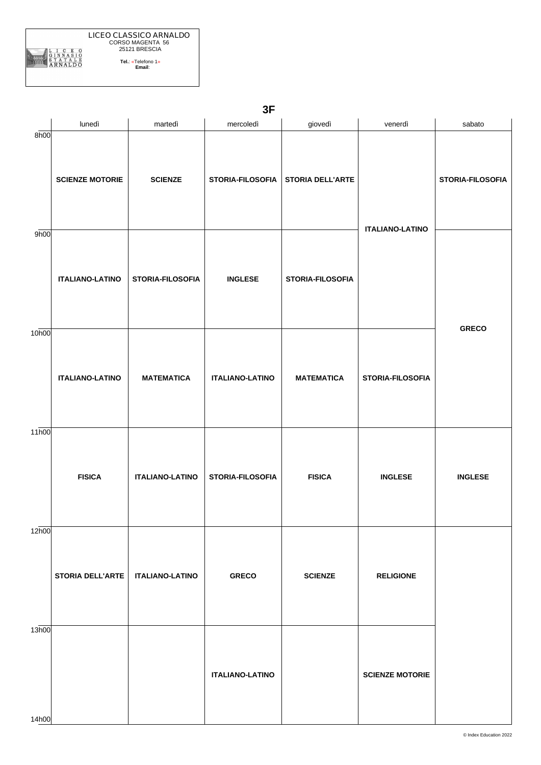LICEO CLASSICO ARNALDO
CORSO MAGENTA 56
25121 BRESCIA

**Tel.**: «Telefono 1»
**Email**:

## 3F

| | lunedì | martedì | mercoledì | giovedì | venerdì | sabato |
|---|---|---|---|---|---|---|
| 8h00 | **SCIENZE MOTORIE** | **SCIENZE** | **STORIA-FILOSOFIA** | **STORIA DELL'ARTE** | **ITALIANO-LATINO** | **STORIA-FILOSOFIA** |
| 9h00 | **ITALIANO-LATINO** | **STORIA-FILOSOFIA** | **INGLESE** | **STORIA-FILOSOFIA** | **ITALIANO-LATINO** | **GRECO** |
| 10h00 | **ITALIANO-LATINO** | **MATEMATICA** | **ITALIANO-LATINO** | **MATEMATICA** | **STORIA-FILOSOFIA** | **GRECO** |
| 11h00 | **FISICA** | **ITALIANO-LATINO** | **STORIA-FILOSOFIA** | **FISICA** | **INGLESE** | **INGLESE** |
| 12h00 | **STORIA DELL'ARTE** | **ITALIANO-LATINO** | **GRECO** | **SCIENZE** | **RELIGIONE** | |
| 13h00 | | | **ITALIANO-LATINO** | | **SCIENZE MOTORIE** | |
| 14h00 | | | | | | |

© Index Education 2022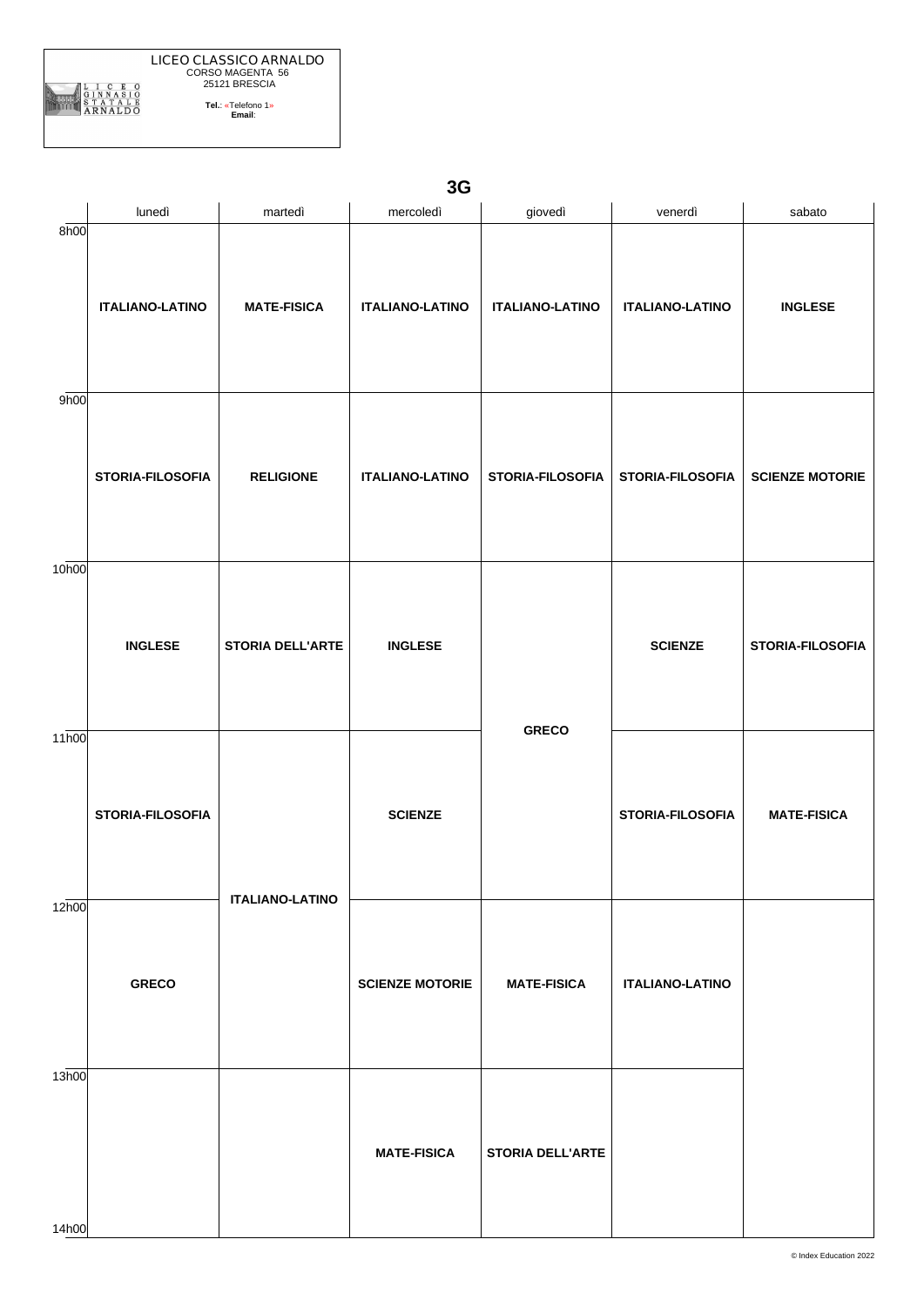LICEO CLASSICO ARNALDO
CORSO MAGENTA 56
25121 BRESCIA

**Tel.**: «Telefono 1»
**Email**:

## 3G

| | lunedì | martedì | mercoledì | giovedì | venerdì | sabato |
|---|---|---|---|---|---|---|
| 8h00 | **ITALIANO-LATINO** | **MATE-FISICA** | **ITALIANO-LATINO** | **ITALIANO-LATINO** | **ITALIANO-LATINO** | **INGLESE** |
| 9h00 | **STORIA-FILOSOFIA** | **RELIGIONE** | **ITALIANO-LATINO** | **STORIA-FILOSOFIA** | **STORIA-FILOSOFIA** | **SCIENZE MOTORIE** |
| 10h00 | **INGLESE** | **STORIA DELL'ARTE** | **INGLESE** | **GRECO** | **SCIENZE** | **STORIA-FILOSOFIA** |
| 11h00 | **STORIA-FILOSOFIA** | **ITALIANO-LATINO** | **SCIENZE** | **GRECO** | **STORIA-FILOSOFIA** | **MATE-FISICA** |
| 12h00 | **GRECO** | **ITALIANO-LATINO** | **SCIENZE MOTORIE** | **MATE-FISICA** | **ITALIANO-LATINO** | |
| 13h00 | | | **MATE-FISICA** | **STORIA DELL'ARTE** | | |
| 14h00 | | | | | | |

© Index Education 2022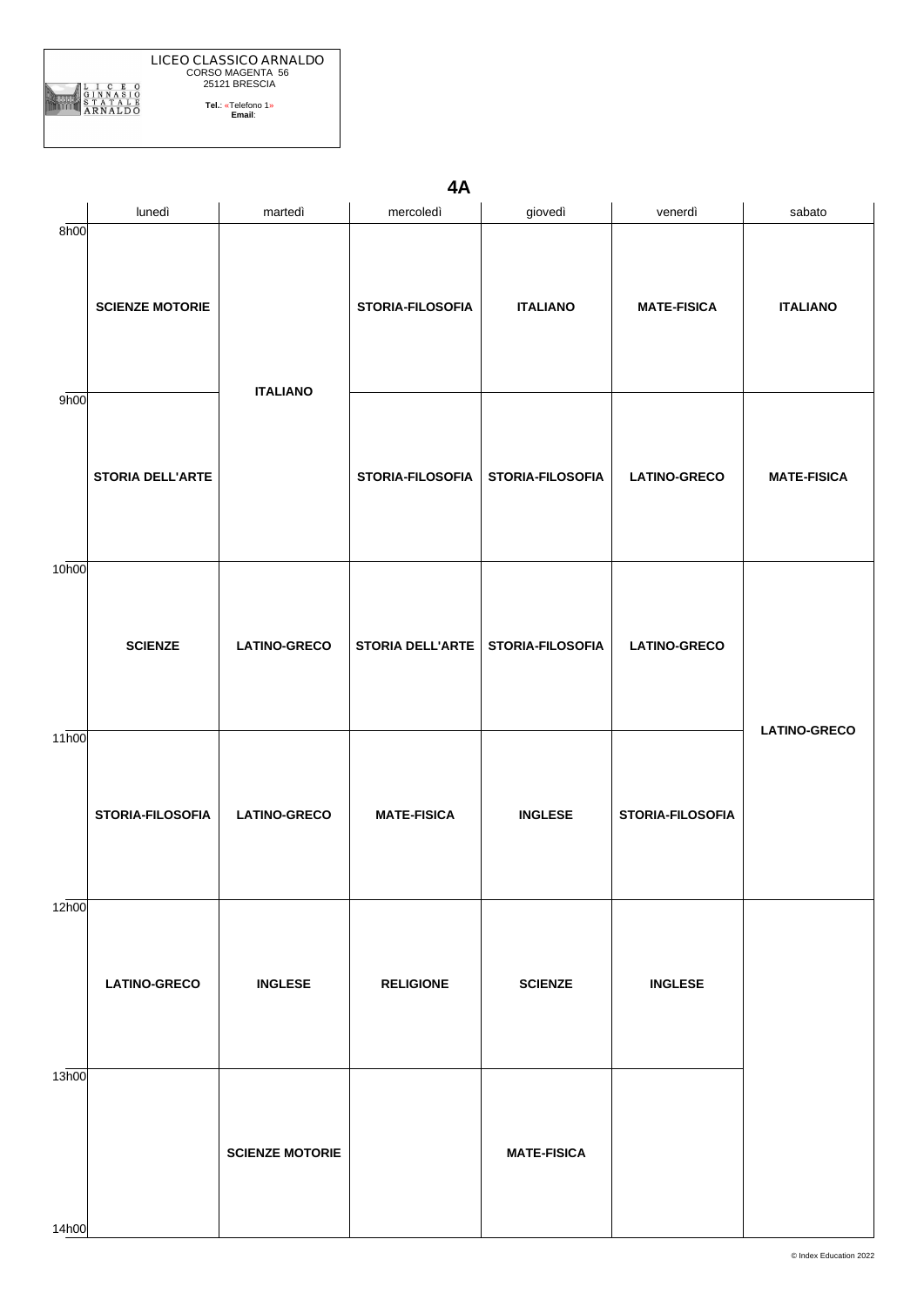LICEO CLASSICO ARNALDO
CORSO MAGENTA 56
25121 BRESCIA

**Tel.**: «Telefono 1»
**Email**:

## 4A

| | lunedì | martedì | mercoledì | giovedì | venerdì | sabato |
|---|---|---|---|---|---|---|
| 8h00 | **SCIENZE MOTORIE** | **ITALIANO** | **STORIA-FILOSOFIA** | **ITALIANO** | **MATE-FISICA** | **ITALIANO** |
| 9h00 | **STORIA DELL'ARTE** | **ITALIANO** | **STORIA-FILOSOFIA** | **STORIA-FILOSOFIA** | **LATINO-GRECO** | **MATE-FISICA** |
| 10h00 | **SCIENZE** | **LATINO-GRECO** | **STORIA DELL'ARTE** | **STORIA-FILOSOFIA** | **LATINO-GRECO** | **LATINO-GRECO** |
| 11h00 | **STORIA-FILOSOFIA** | **LATINO-GRECO** | **MATE-FISICA** | **INGLESE** | **STORIA-FILOSOFIA** | **LATINO-GRECO** |
| 12h00 | **LATINO-GRECO** | **INGLESE** | **RELIGIONE** | **SCIENZE** | **INGLESE** | |
| 13h00 | | **SCIENZE MOTORIE** | | **MATE-FISICA** | | |
| 14h00 | | | | | | |

© Index Education 2022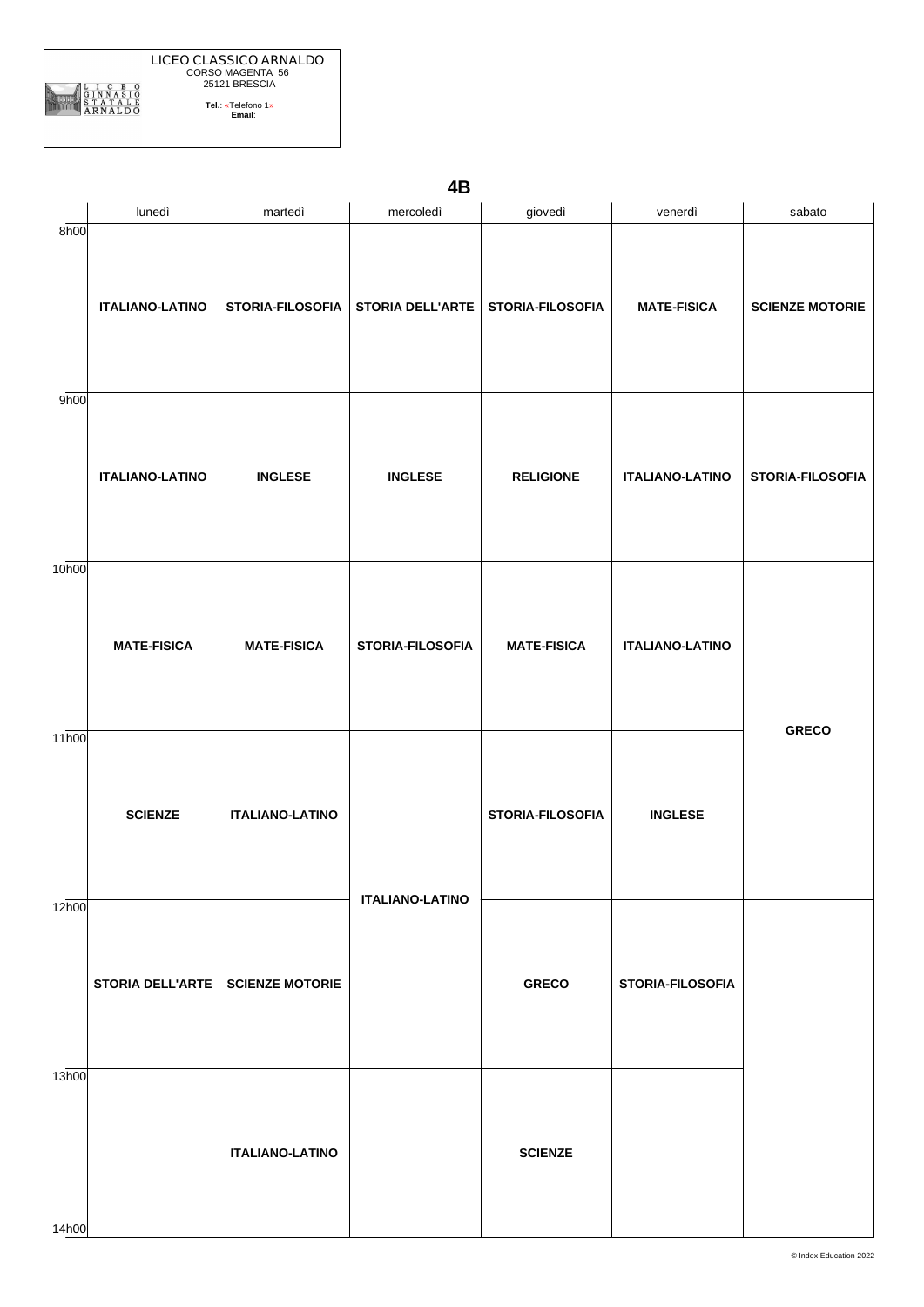LICEO CLASSICO ARNALDO
CORSO MAGENTA 56
25121 BRESCIA

**Tel.**: «Telefono 1»
**Email**:

## 4B

| | lunedì | martedì | mercoledì | giovedì | venerdì | sabato |
|---|---|---|---|---|---|---|
| 8h00 | **ITALIANO-LATINO** | **STORIA-FILOSOFIA** | **STORIA DELL'ARTE** | **STORIA-FILOSOFIA** | **MATE-FISICA** | **SCIENZE MOTORIE** |
| 9h00 | **ITALIANO-LATINO** | **INGLESE** | **INGLESE** | **RELIGIONE** | **ITALIANO-LATINO** | **STORIA-FILOSOFIA** |
| 10h00 | **MATE-FISICA** | **MATE-FISICA** | **STORIA-FILOSOFIA** | **MATE-FISICA** | **ITALIANO-LATINO** | **GRECO** |
| 11h00 | **SCIENZE** | **ITALIANO-LATINO** | **ITALIANO-LATINO** | **STORIA-FILOSOFIA** | **INGLESE** | **GRECO** |
| 12h00 | **STORIA DELL'ARTE** | **SCIENZE MOTORIE** | **ITALIANO-LATINO** | **GRECO** | **STORIA-FILOSOFIA** | |
| 13h00 | | **ITALIANO-LATINO** | | **SCIENZE** | | |
| 14h00 | | | | | | |

© Index Education 2022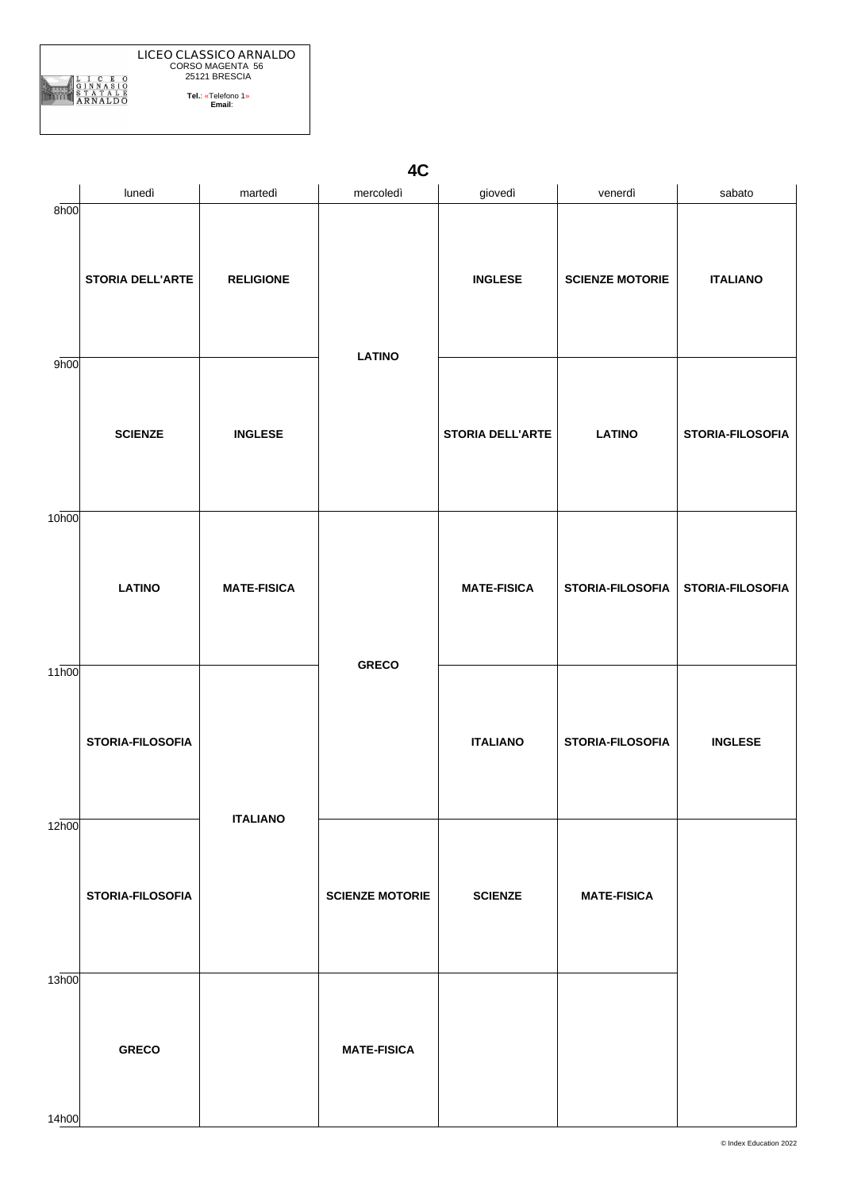LICEO CLASSICO ARNALDO
CORSO MAGENTA 56
25121 BRESCIA

**Tel.**: «Telefono 1»
**Email**:

## 4C

| | lunedì | martedì | mercoledì | giovedì | venerdì | sabato |
|---|---|---|---|---|---|---|
| 8h00 | **STORIA DELL'ARTE** | **RELIGIONE** | **LATINO** | **INGLESE** | **SCIENZE MOTORIE** | **ITALIANO** |
| 9h00 | **SCIENZE** | **INGLESE** | **LATINO** | **STORIA DELL'ARTE** | **LATINO** | **STORIA-FILOSOFIA** |
| 10h00 | **LATINO** | **MATE-FISICA** | **GRECO** | **MATE-FISICA** | **STORIA-FILOSOFIA** | **STORIA-FILOSOFIA** |
| 11h00 | **STORIA-FILOSOFIA** | **ITALIANO** | **GRECO** | **ITALIANO** | **STORIA-FILOSOFIA** | **INGLESE** |
| 12h00 | **STORIA-FILOSOFIA** | **ITALIANO** | **SCIENZE MOTORIE** | **SCIENZE** | **MATE-FISICA** | |
| 13h00 | **GRECO** | | **MATE-FISICA** | | | |

© Index Education 2022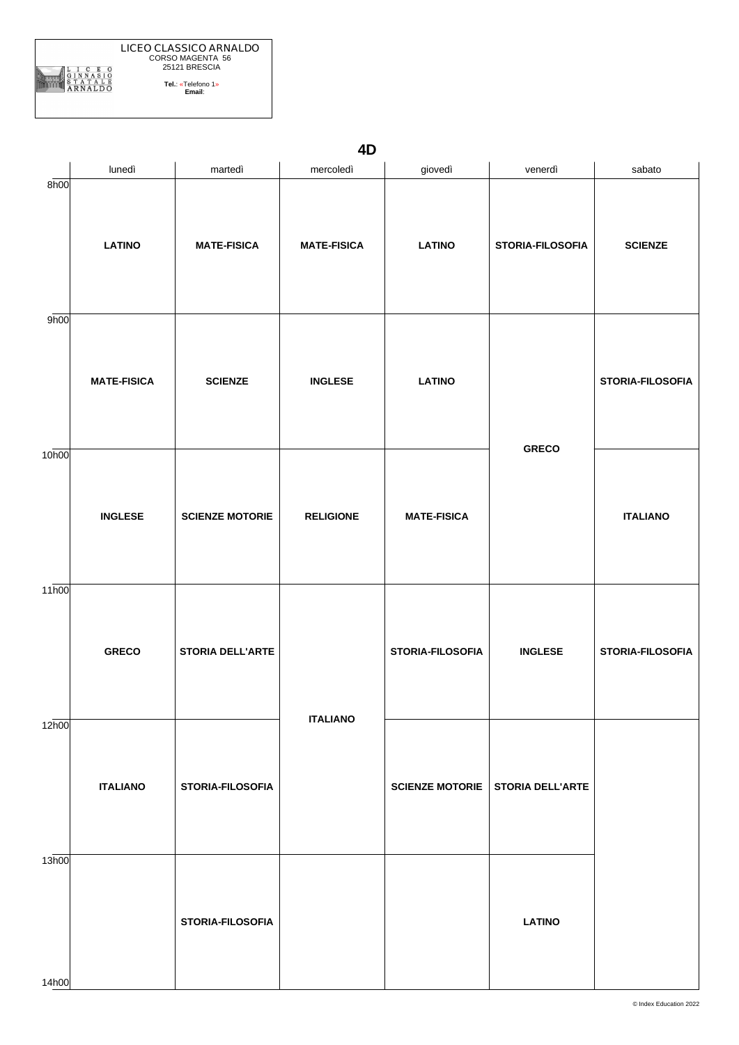LICEO CLASSICO ARNALDO
CORSO MAGENTA 56
25121 BRESCIA

**Tel.**: «Telefono 1»
**Email**:

## 4D

| | lunedì | martedì | mercoledì | giovedì | venerdì | sabato |
|---|---|---|---|---|---|---|
| 8h00 | **LATINO** | **MATE-FISICA** | **MATE-FISICA** | **LATINO** | **STORIA-FILOSOFIA** | **SCIENZE** |
| 9h00 | **MATE-FISICA** | **SCIENZE** | **INGLESE** | **LATINO** | **GRECO** | **STORIA-FILOSOFIA** |
| 10h00 | **INGLESE** | **SCIENZE MOTORIE** | **RELIGIONE** | **MATE-FISICA** | **GRECO** | **ITALIANO** |
| 11h00 | **GRECO** | **STORIA DELL'ARTE** | **ITALIANO** | **STORIA-FILOSOFIA** | **INGLESE** | **STORIA-FILOSOFIA** |
| 12h00 | **ITALIANO** | **STORIA-FILOSOFIA** | **ITALIANO** | **SCIENZE MOTORIE** | **STORIA DELL'ARTE** | |
| 13h00 | | **STORIA-FILOSOFIA** | | | **LATINO** | |

© Index Education 2022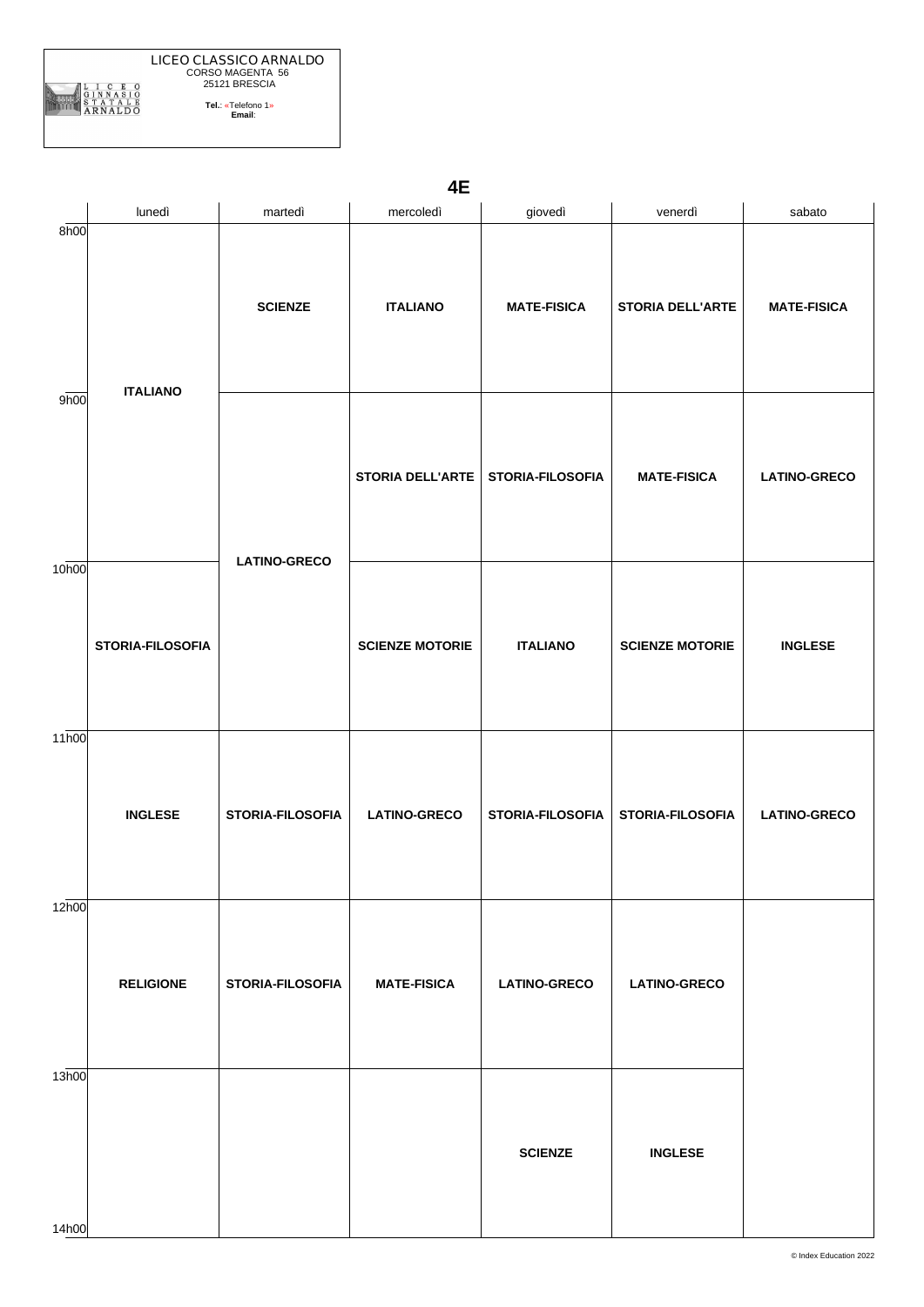LICEO CLASSICO ARNALDO
CORSO MAGENTA 56
25121 BRESCIA

**Tel.**: «Telefono 1»
**Email**:

## 4E

| | lunedì | martedì | mercoledì | giovedì | venerdì | sabato |
|---|---|---|---|---|---|---|
| 8h00 | **ITALIANO** | **SCIENZE** | **ITALIANO** | **MATE-FISICA** | **STORIA DELL'ARTE** | **MATE-FISICA** |
| 9h00 | **ITALIANO** | **LATINO-GRECO** | **STORIA DELL'ARTE** | **STORIA-FILOSOFIA** | **MATE-FISICA** | **LATINO-GRECO** |
| 10h00 | **STORIA-FILOSOFIA** | **LATINO-GRECO** | **SCIENZE MOTORIE** | **ITALIANO** | **SCIENZE MOTORIE** | **INGLESE** |
| 11h00 | **INGLESE** | **STORIA-FILOSOFIA** | **LATINO-GRECO** | **STORIA-FILOSOFIA** | **STORIA-FILOSOFIA** | **LATINO-GRECO** |
| 12h00 | **RELIGIONE** | **STORIA-FILOSOFIA** | **MATE-FISICA** | **LATINO-GRECO** | **LATINO-GRECO** | |
| 13h00 | | | | **SCIENZE** | **INGLESE** | |

© Index Education 2022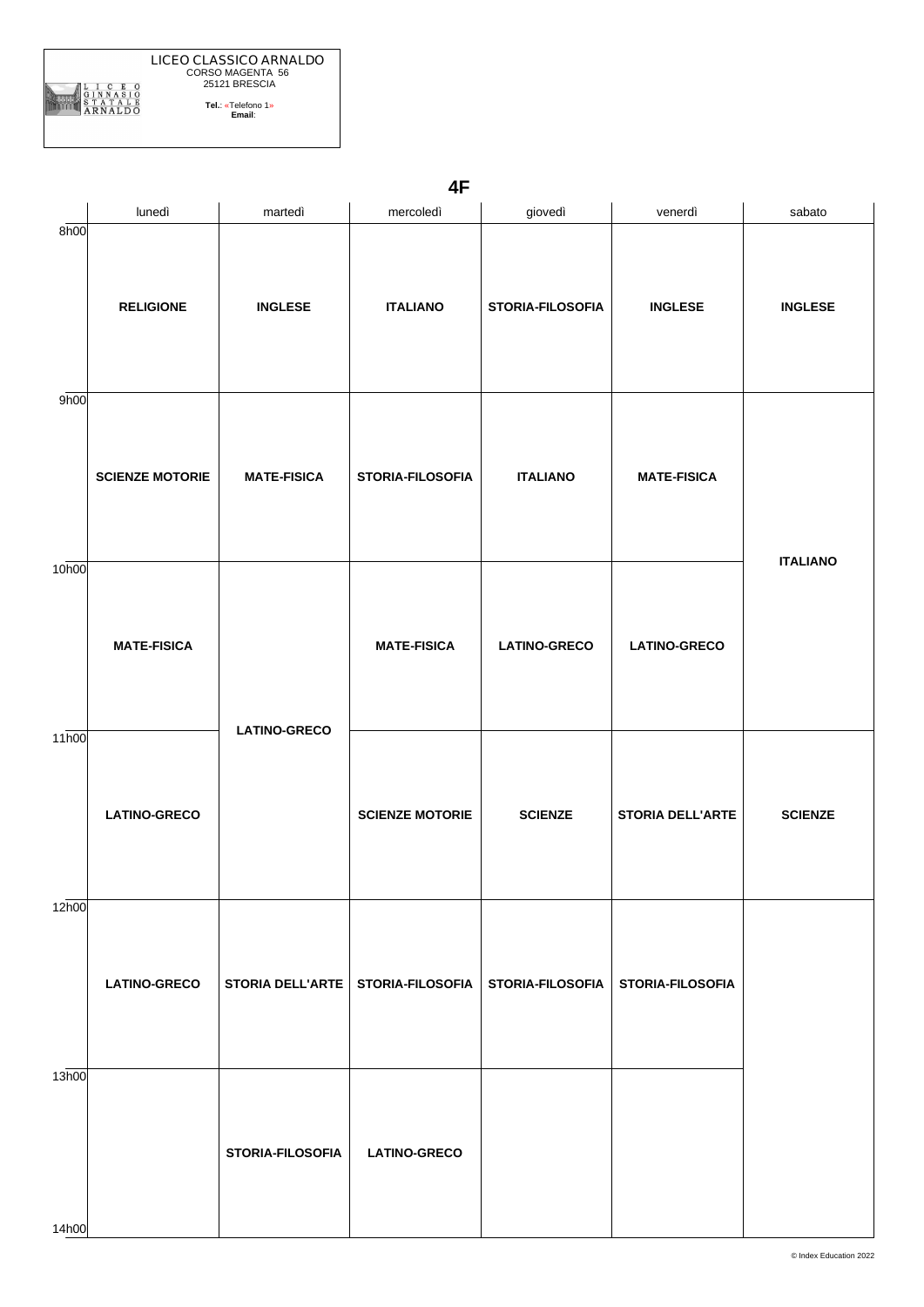LICEO CLASSICO ARNALDO
CORSO MAGENTA 56
25121 BRESCIA

**Tel.**: «Telefono 1»
**Email**:

# 4F

| | lunedì | martedì | mercoledì | giovedì | venerdì | sabato |
|---|---|---|---|---|---|---|
| 8h00 | **RELIGIONE** | **INGLESE** | **ITALIANO** | **STORIA-FILOSOFIA** | **INGLESE** | **INGLESE** |
| 9h00 | **SCIENZE MOTORIE** | **MATE-FISICA** | **STORIA-FILOSOFIA** | **ITALIANO** | **MATE-FISICA** | **ITALIANO** |
| 10h00 | **MATE-FISICA** | **LATINO-GRECO** | **MATE-FISICA** | **LATINO-GRECO** | **LATINO-GRECO** | **ITALIANO** |
| 11h00 | **LATINO-GRECO** | **LATINO-GRECO** | **SCIENZE MOTORIE** | **SCIENZE** | **STORIA DELL'ARTE** | **SCIENZE** |
| 12h00 | **LATINO-GRECO** | **STORIA DELL'ARTE** | **STORIA-FILOSOFIA** | **STORIA-FILOSOFIA** | **STORIA-FILOSOFIA** | |
| 13h00 | | **STORIA-FILOSOFIA** | **LATINO-GRECO** | | | |
| 14h00 | | | | | | |

© Index Education 2022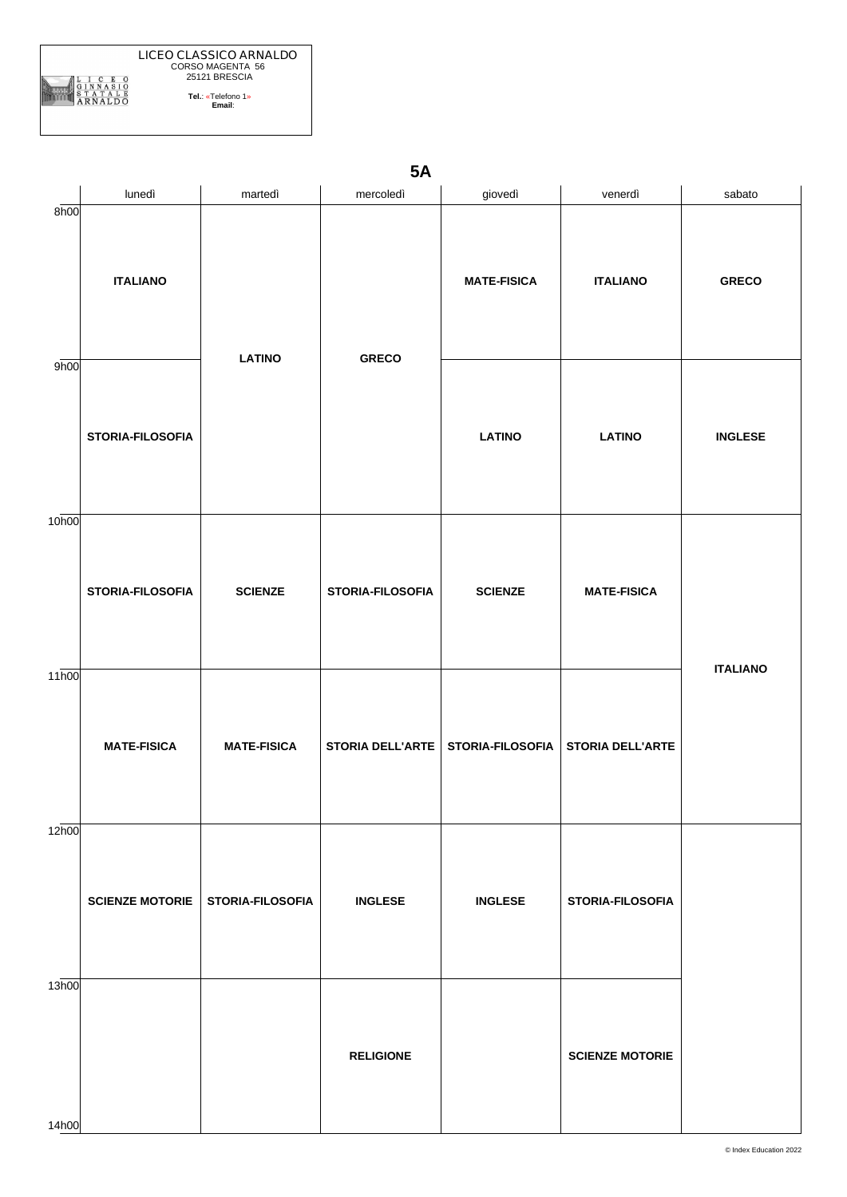LICEO CLASSICO ARNALDO
CORSO MAGENTA 56
25121 BRESCIA

**Tel.**: «Telefono 1»
**Email**:

## 5A

| | lunedì | martedì | mercoledì | giovedì | venerdì | sabato |
|---|---|---|---|---|---|---|
| 8h00 | **ITALIANO** | **LATINO** | **GRECO** | **MATE-FISICA** | **ITALIANO** | **GRECO** |
| 9h00 | **STORIA-FILOSOFIA** | **LATINO** | **GRECO** | **LATINO** | **LATINO** | **INGLESE** |
| 10h00 | **STORIA-FILOSOFIA** | **SCIENZE** | **STORIA-FILOSOFIA** | **SCIENZE** | **MATE-FISICA** | **ITALIANO** |
| 11h00 | **MATE-FISICA** | **MATE-FISICA** | **STORIA DELL'ARTE** | **STORIA-FILOSOFIA** | **STORIA DELL'ARTE** | **ITALIANO** |
| 12h00 | **SCIENZE MOTORIE** | **STORIA-FILOSOFIA** | **INGLESE** | **INGLESE** | **STORIA-FILOSOFIA** | |
| 13h00 | | | **RELIGIONE** | | **SCIENZE MOTORIE** | |

© Index Education 2022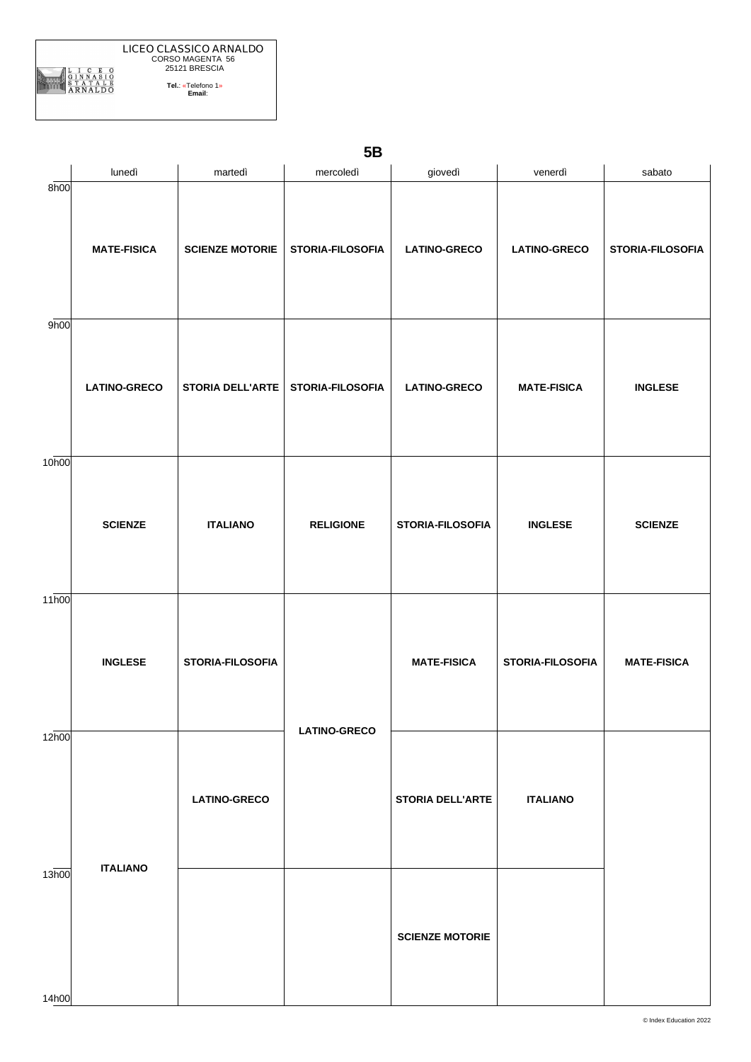LICEO CLASSICO ARNALDO
CORSO MAGENTA 56
25121 BRESCIA

**Tel.**: «Telefono 1»
**Email**:

## 5B

| | lunedì | martedì | mercoledì | giovedì | venerdì | sabato |
|---|---|---|---|---|---|---|
| 8h00 | **MATE-FISICA** | **SCIENZE MOTORIE** | **STORIA-FILOSOFIA** | **LATINO-GRECO** | **LATINO-GRECO** | **STORIA-FILOSOFIA** |
| 9h00 | **LATINO-GRECO** | **STORIA DELL'ARTE** | **STORIA-FILOSOFIA** | **LATINO-GRECO** | **MATE-FISICA** | **INGLESE** |
| 10h00 | **SCIENZE** | **ITALIANO** | **RELIGIONE** | **STORIA-FILOSOFIA** | **INGLESE** | **SCIENZE** |
| 11h00 | **INGLESE** | **STORIA-FILOSOFIA** | **LATINO-GRECO** | **MATE-FISICA** | **STORIA-FILOSOFIA** | **MATE-FISICA** |
| 12h00 | **ITALIANO** | **LATINO-GRECO** | **LATINO-GRECO** | **STORIA DELL'ARTE** | **ITALIANO** | |
| 13h00 | **ITALIANO** | | | **SCIENZE MOTORIE** | | |

© Index Education 2022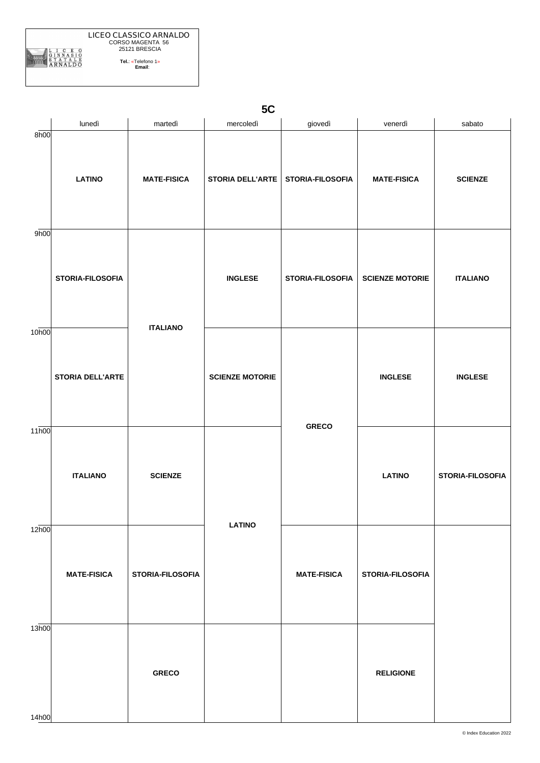LICEO CLASSICO ARNALDO
CORSO MAGENTA 56
25121 BRESCIA

**Tel.**: «Telefono 1»
**Email**:

## 5C

| | lunedì | martedì | mercoledì | giovedì | venerdì | sabato |
|---|---|---|---|---|---|---|
| 8h00 | **LATINO** | **MATE-FISICA** | **STORIA DELL'ARTE** | **STORIA-FILOSOFIA** | **MATE-FISICA** | **SCIENZE** |
| 9h00 | **STORIA-FILOSOFIA** | **ITALIANO** | **INGLESE** | **STORIA-FILOSOFIA** | **SCIENZE MOTORIE** | **ITALIANO** |
| 10h00 | **STORIA DELL'ARTE** | **ITALIANO** | **SCIENZE MOTORIE** | **GRECO** | **INGLESE** | **INGLESE** |
| 11h00 | **ITALIANO** | **SCIENZE** | **LATINO** | **GRECO** | **LATINO** | **STORIA-FILOSOFIA** |
| 12h00 | **MATE-FISICA** | **STORIA-FILOSOFIA** | **LATINO** | **MATE-FISICA** | **STORIA-FILOSOFIA** | |
| 13h00 | | **GRECO** | | | **RELIGIONE** | |
| 14h00 | | | | | | |

© Index Education 2022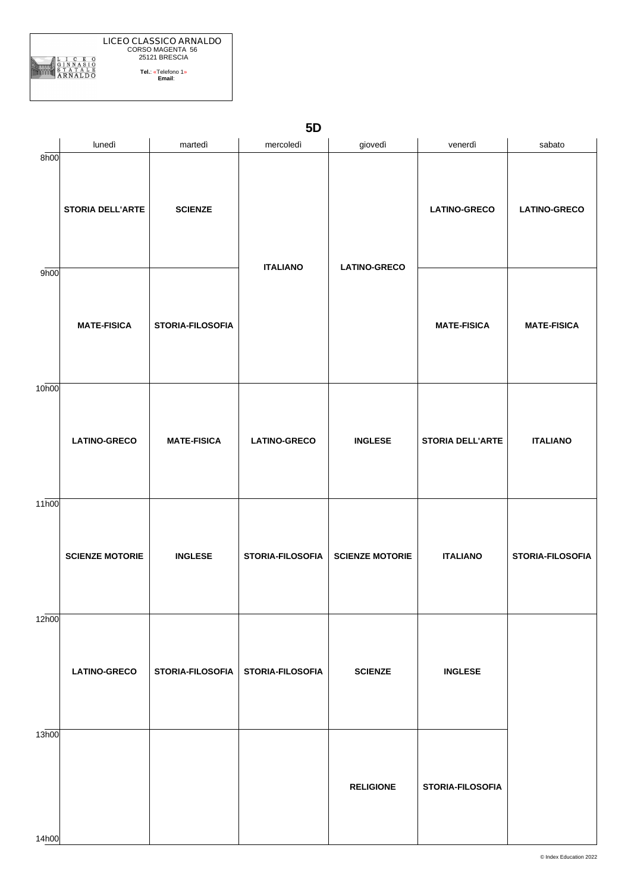LICEO CLASSICO ARNALDO
CORSO MAGENTA 56
25121 BRESCIA

**Tel.**: «Telefono 1»
**Email**:

# 5D

| | lunedì | martedì | mercoledì | giovedì | venerdì | sabato |
|---|---|---|---|---|---|---|
| 8h00 | **STORIA DELL'ARTE** | **SCIENZE** | **ITALIANO** | **LATINO-GRECO** | **LATINO-GRECO** | **LATINO-GRECO** |
| 9h00 | **MATE-FISICA** | **STORIA-FILOSOFIA** | **ITALIANO** | **LATINO-GRECO** | **MATE-FISICA** | **MATE-FISICA** |
| 10h00 | **LATINO-GRECO** | **MATE-FISICA** | **LATINO-GRECO** | **INGLESE** | **STORIA DELL'ARTE** | **ITALIANO** |
| 11h00 | **SCIENZE MOTORIE** | **INGLESE** | **STORIA-FILOSOFIA** | **SCIENZE MOTORIE** | **ITALIANO** | **STORIA-FILOSOFIA** |
| 12h00 | **LATINO-GRECO** | **STORIA-FILOSOFIA** | **STORIA-FILOSOFIA** | **SCIENZE** | **INGLESE** | |
| 13h00 | | | | **RELIGIONE** | **STORIA-FILOSOFIA** | |
| 14h00 | | | | | | |

© Index Education 2022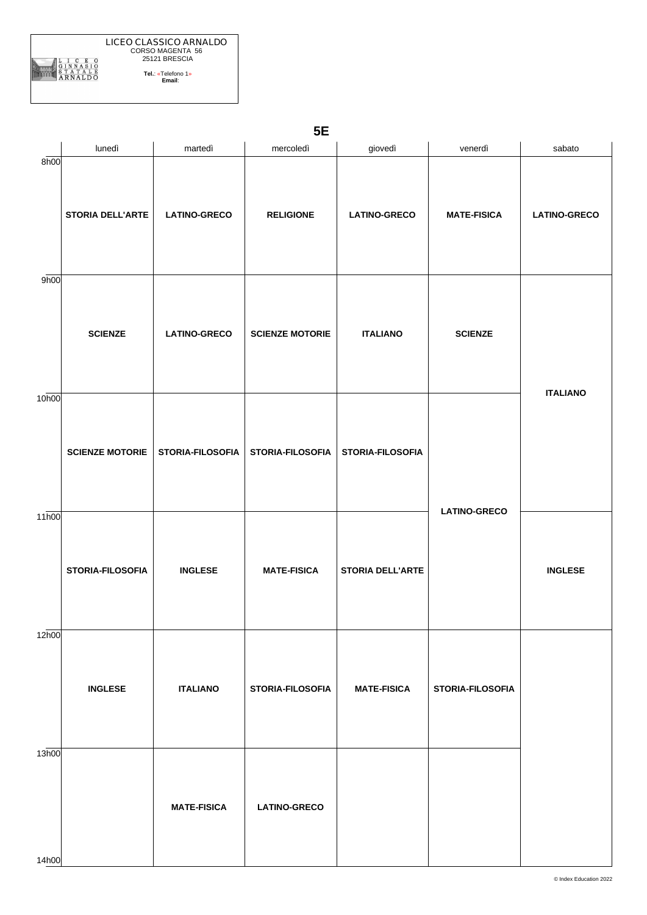LICEO CLASSICO ARNALDO
CORSO MAGENTA 56
25121 BRESCIA

**Tel.**: «Telefono 1»
**Email**:

# 5E

| | lunedì | martedì | mercoledì | giovedì | venerdì | sabato |
|---|---|---|---|---|---|---|
| 8h00 | **STORIA DELL'ARTE** | **LATINO-GRECO** | **RELIGIONE** | **LATINO-GRECO** | **MATE-FISICA** | **LATINO-GRECO** |
| 9h00 | **SCIENZE** | **LATINO-GRECO** | **SCIENZE MOTORIE** | **ITALIANO** | **SCIENZE** | **ITALIANO** |
| 10h00 | **SCIENZE MOTORIE** | **STORIA-FILOSOFIA** | **STORIA-FILOSOFIA** | **STORIA-FILOSOFIA** | **LATINO-GRECO** | **ITALIANO** |
| 11h00 | **STORIA-FILOSOFIA** | **INGLESE** | **MATE-FISICA** | **STORIA DELL'ARTE** | **LATINO-GRECO** | **INGLESE** |
| 12h00 | **INGLESE** | **ITALIANO** | **STORIA-FILOSOFIA** | **MATE-FISICA** | **STORIA-FILOSOFIA** | |
| 13h00 | | **MATE-FISICA** | **LATINO-GRECO** | | | |
| 14h00 | | | | | | |

© Index Education 2022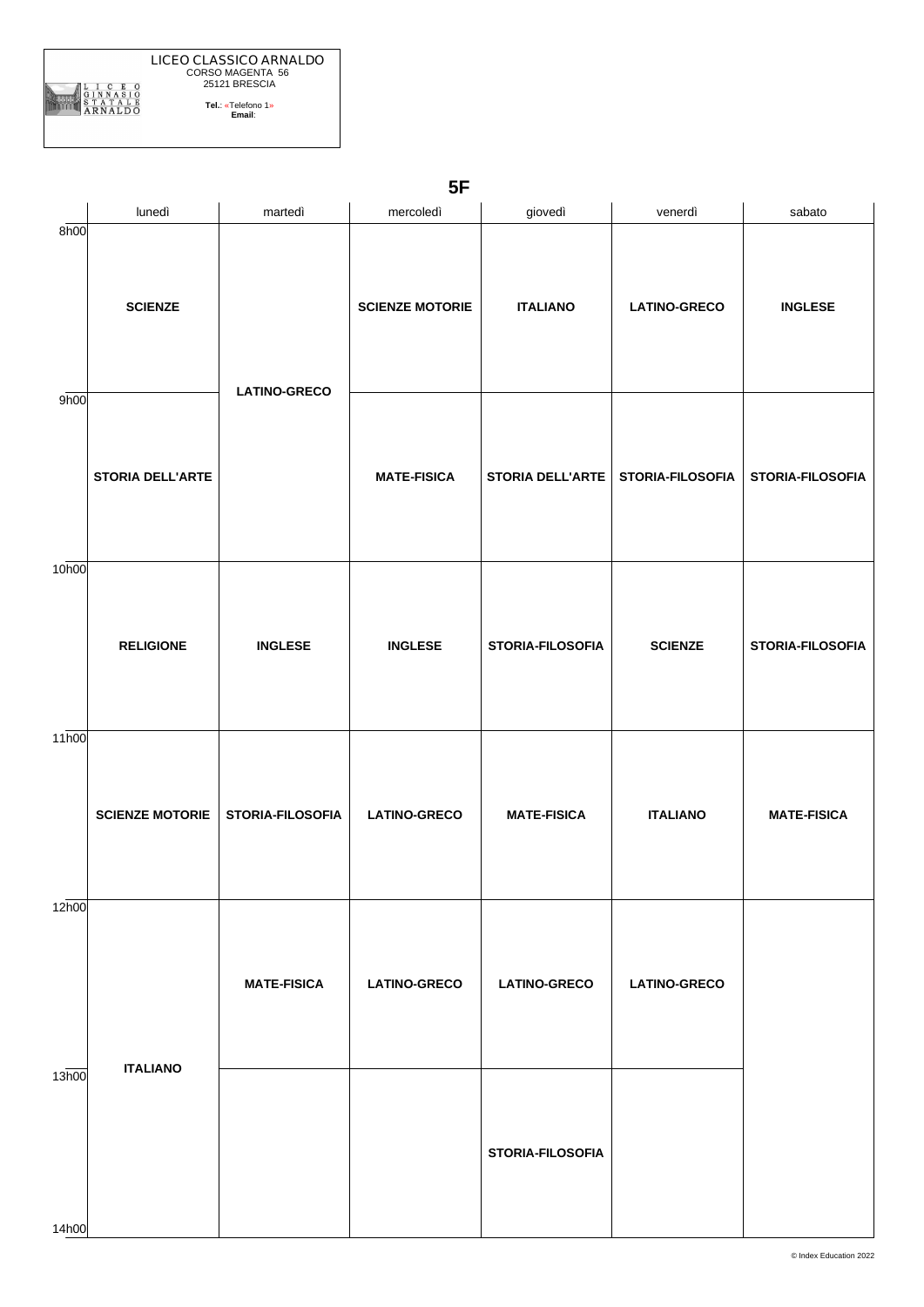LICEO CLASSICO ARNALDO
CORSO MAGENTA 56
25121 BRESCIA

**Tel.**: «Telefono 1»
**Email**:

# 5F

| | lunedì | martedì | mercoledì | giovedì | venerdì | sabato |
|---|---|---|---|---|---|---|
| 8h00 | **SCIENZE** | **LATINO-GRECO** | **SCIENZE MOTORIE** | **ITALIANO** | **LATINO-GRECO** | **INGLESE** |
| 9h00 | **STORIA DELL'ARTE** | **LATINO-GRECO** | **MATE-FISICA** | **STORIA DELL'ARTE** | **STORIA-FILOSOFIA** | **STORIA-FILOSOFIA** |
| 10h00 | **RELIGIONE** | **INGLESE** | **INGLESE** | **STORIA-FILOSOFIA** | **SCIENZE** | **STORIA-FILOSOFIA** |
| 11h00 | **SCIENZE MOTORIE** | **STORIA-FILOSOFIA** | **LATINO-GRECO** | **MATE-FISICA** | **ITALIANO** | **MATE-FISICA** |
| 12h00 | **ITALIANO** | **MATE-FISICA** | **LATINO-GRECO** | **LATINO-GRECO** | **LATINO-GRECO** | |
| 13h00 | **ITALIANO** | | | **STORIA-FILOSOFIA** | | |

© Index Education 2022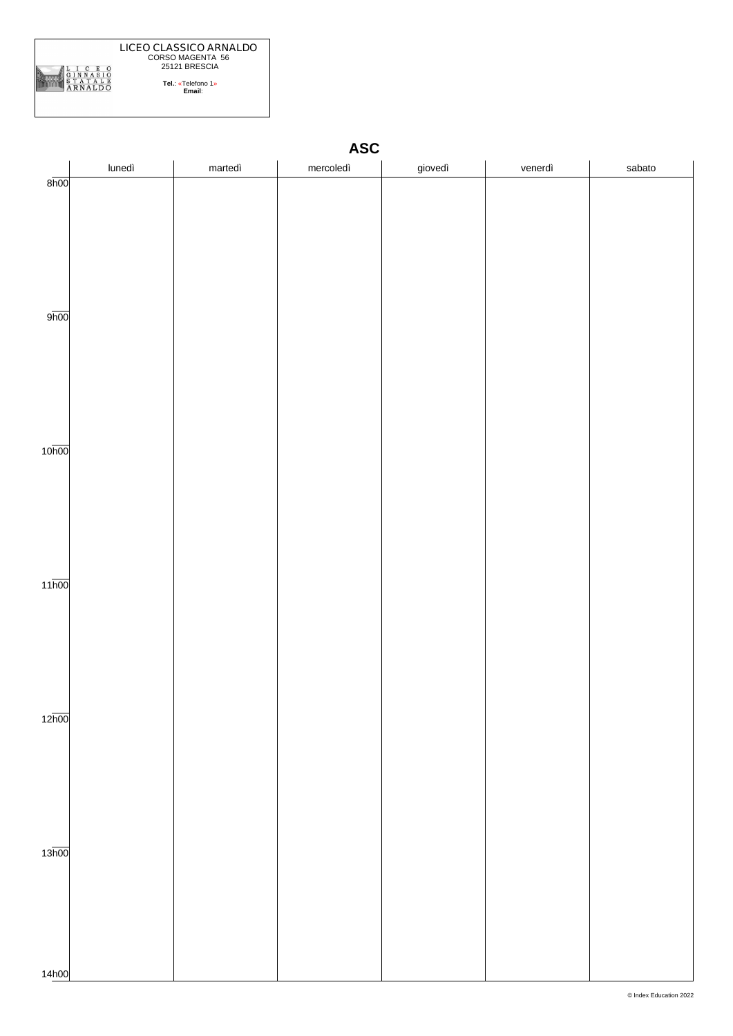LICEO CLASSICO ARNALDO
CORSO MAGENTA 56
25121 BRESCIA

**Tel.**: «Telefono 1»
**Email**:

# ASC

| | lunedì | martedì | mercoledì | giovedì | venerdì | sabato |
|---|---|---|---|---|---|---|
| 8h00 | | | | | | |
| 9h00 | | | | | | |
| 10h00 | | | | | | |
| 11h00 | | | | | | |
| 12h00 | | | | | | |
| 13h00 | | | | | | |
| 14h00 | | | | | | |

© Index Education 2022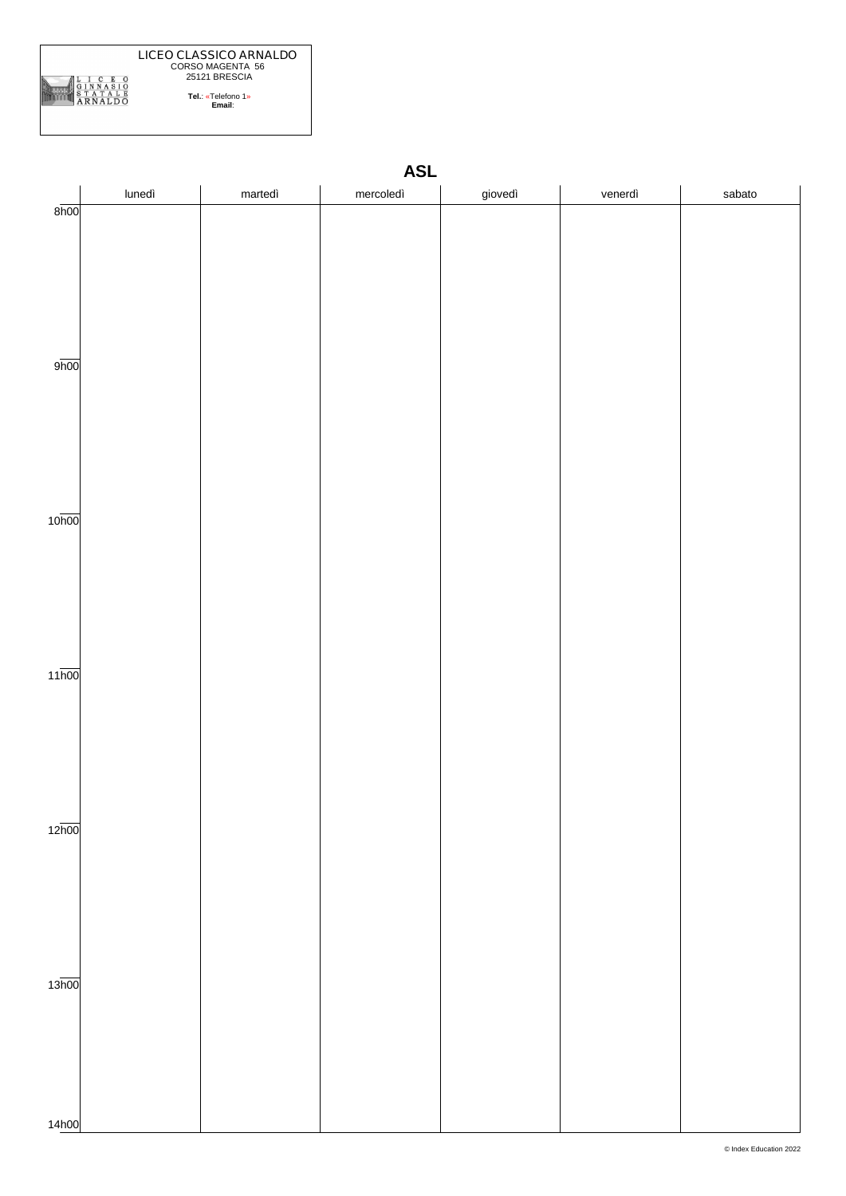LICEO CLASSICO ARNALDO
CORSO MAGENTA 56
25121 BRESCIA

**Tel.**: «Telefono 1»
**Email**:

## ASL

| | lunedì | martedì | mercoledì | giovedì | venerdì | sabato |
|---|---|---|---|---|---|---|
| 8h00 | | | | | | |
| 9h00 | | | | | | |
| 10h00 | | | | | | |
| 11h00 | | | | | | |
| 12h00 | | | | | | |
| 13h00 | | | | | | |
| 14h00 | | | | | | |

© Index Education 2022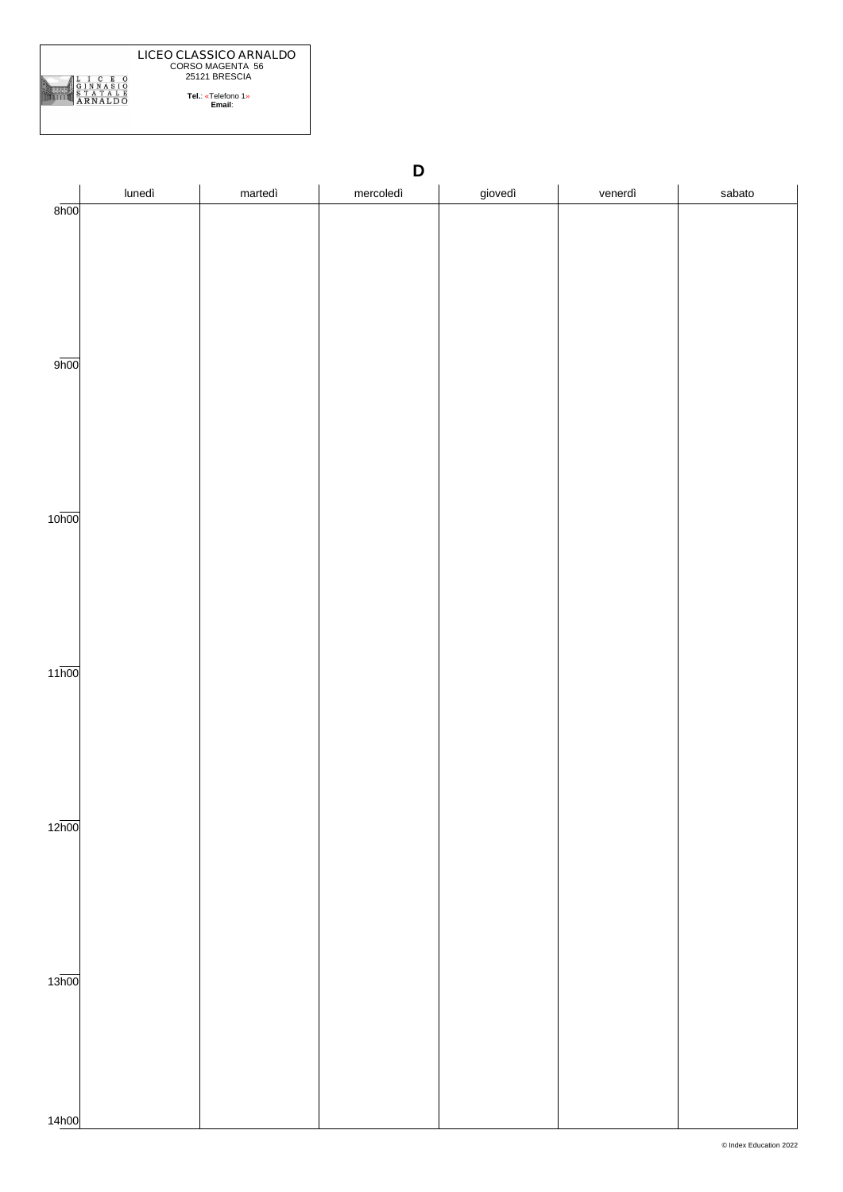LICEO CLASSICO ARNALDO
CORSO MAGENTA 56
25121 BRESCIA

**Tel.**: «Telefono 1»
**Email**:

## D

| | lunedì | martedì | mercoledì | giovedì | venerdì | sabato |
|---|---|---|---|---|---|---|
| 8h00 | | | | | | |
| 9h00 | | | | | | |
| 10h00 | | | | | | |
| 11h00 | | | | | | |
| 12h00 | | | | | | |
| 13h00 | | | | | | |
| 14h00 | | | | | | |

© Index Education 2022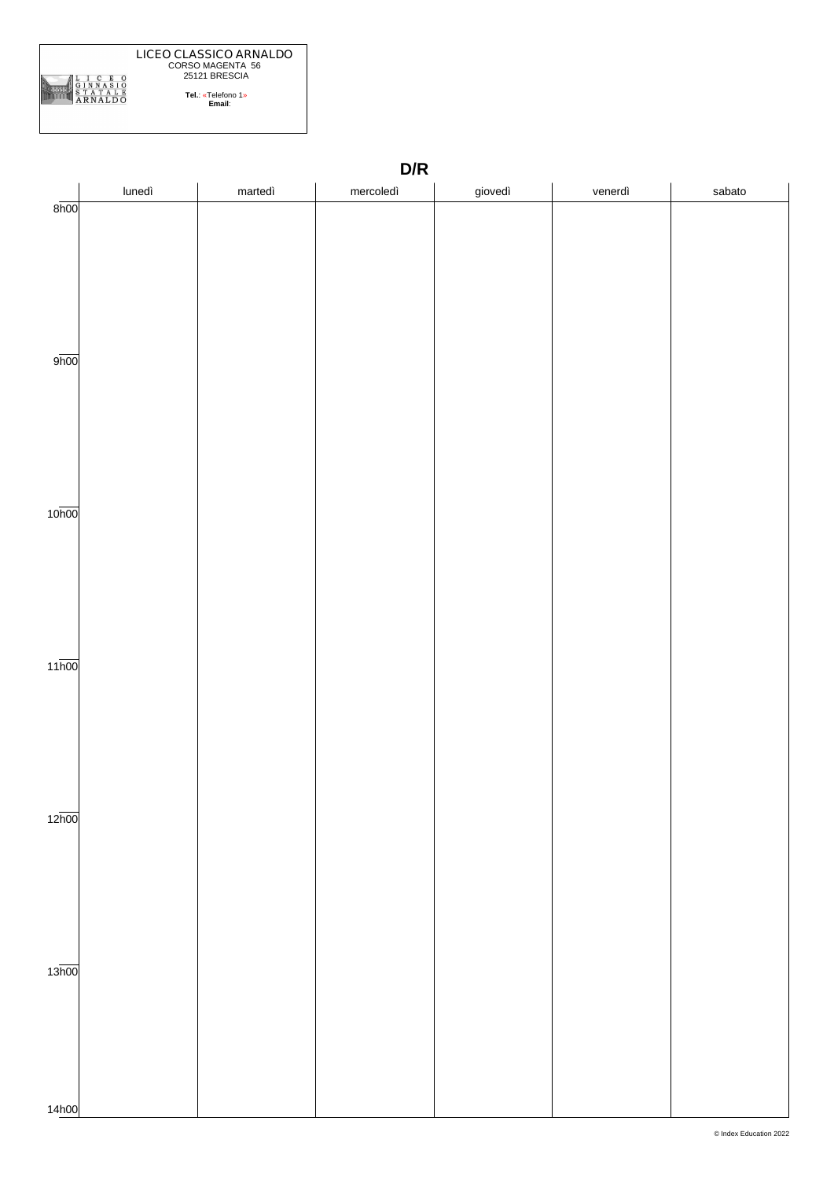LICEO CLASSICO ARNALDO
CORSO MAGENTA 56
25121 BRESCIA

**Tel.**: «Telefono 1»
**Email**:

# D/R

| | lunedì | martedì | mercoledì | giovedì | venerdì | sabato |
|---|---|---|---|---|---|---|
| 8h00 | | | | | | |
| 9h00 | | | | | | |
| 10h00 | | | | | | |
| 11h00 | | | | | | |
| 12h00 | | | | | | |
| 13h00 | | | | | | |
| 14h00 | | | | | | |

© Index Education 2022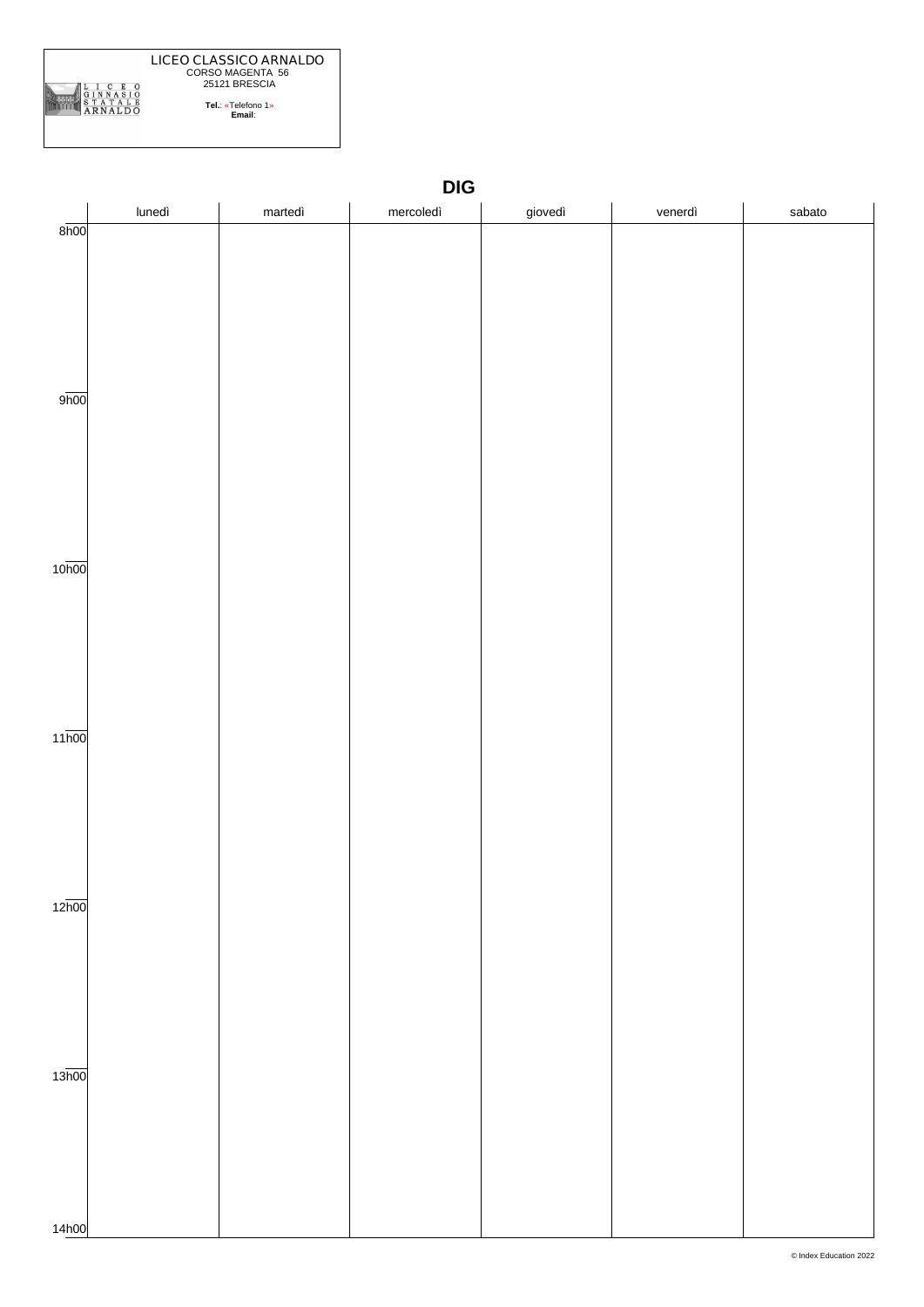LICEO CLASSICO ARNALDO
CORSO MAGENTA 56
25121 BRESCIA

**Tel.**: «Telefono 1»
**Email**:

## DIG

| | lunedì | martedì | mercoledì | giovedì | venerdì | sabato |
|---|---|---|---|---|---|---|
| 8h00 | | | | | | |
| 9h00 | | | | | | |
| 10h00 | | | | | | |
| 11h00 | | | | | | |
| 12h00 | | | | | | |
| 13h00 | | | | | | |
| 14h00 | | | | | | |

© Index Education 2022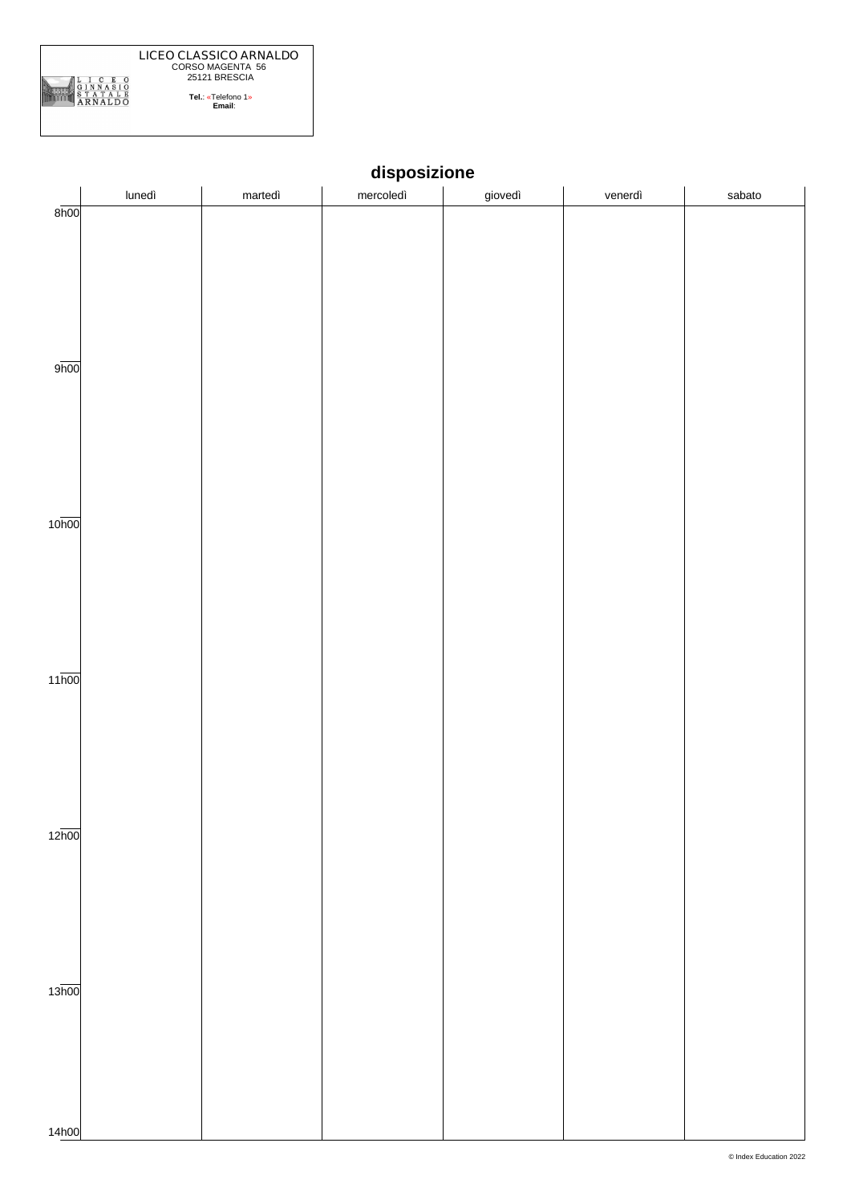LICEO CLASSICO ARNALDO
CORSO MAGENTA 56
25121 BRESCIA

**Tel.**: «Telefono 1»
**Email**:

## disposizione

| | lunedì | martedì | mercoledì | giovedì | venerdì | sabato |
|---|---|---|---|---|---|---|
| 8h00 | | | | | | |
| 9h00 | | | | | | |
| 10h00 | | | | | | |
| 11h00 | | | | | | |
| 12h00 | | | | | | |
| 13h00 | | | | | | |
| 14h00 | | | | | | |

© Index Education 2022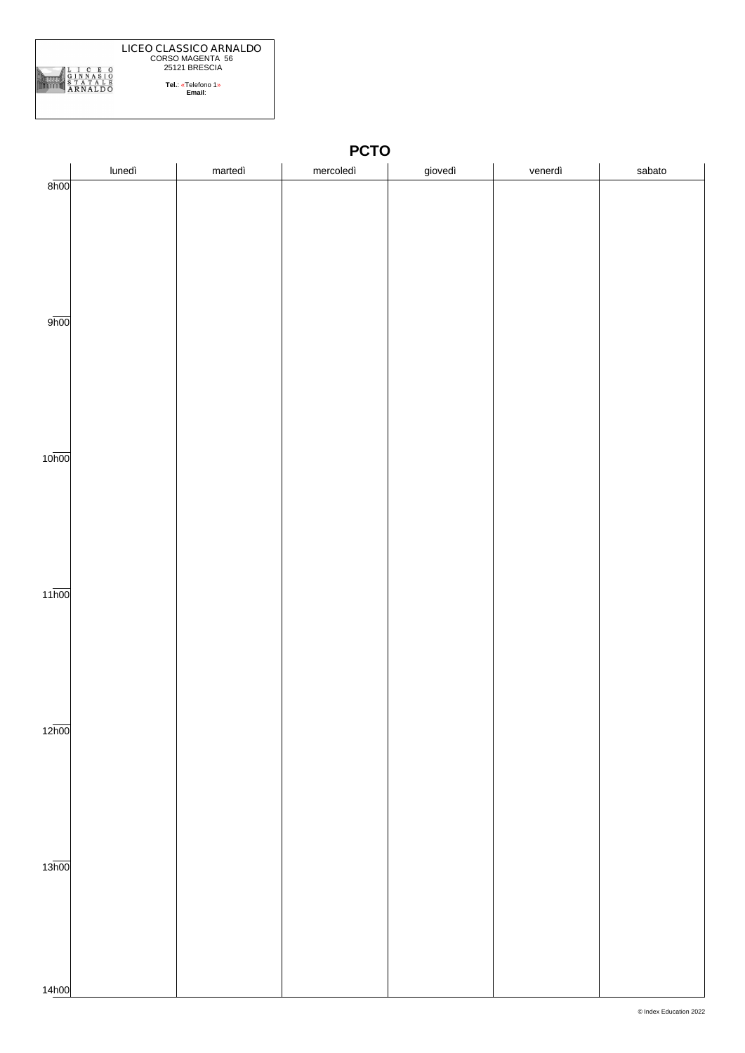LICEO CLASSICO ARNALDO
CORSO MAGENTA 56
25121 BRESCIA

**Tel.**: «Telefono 1»
**Email**:

# PCTO

| | lunedì | martedì | mercoledì | giovedì | venerdì | sabato |
|---|---|---|---|---|---|---|
| 8h00 | | | | | | |
| 9h00 | | | | | | |
| 10h00 | | | | | | |
| 11h00 | | | | | | |
| 12h00 | | | | | | |
| 13h00 | | | | | | |
| 14h00 | | | | | | |

© Index Education 2022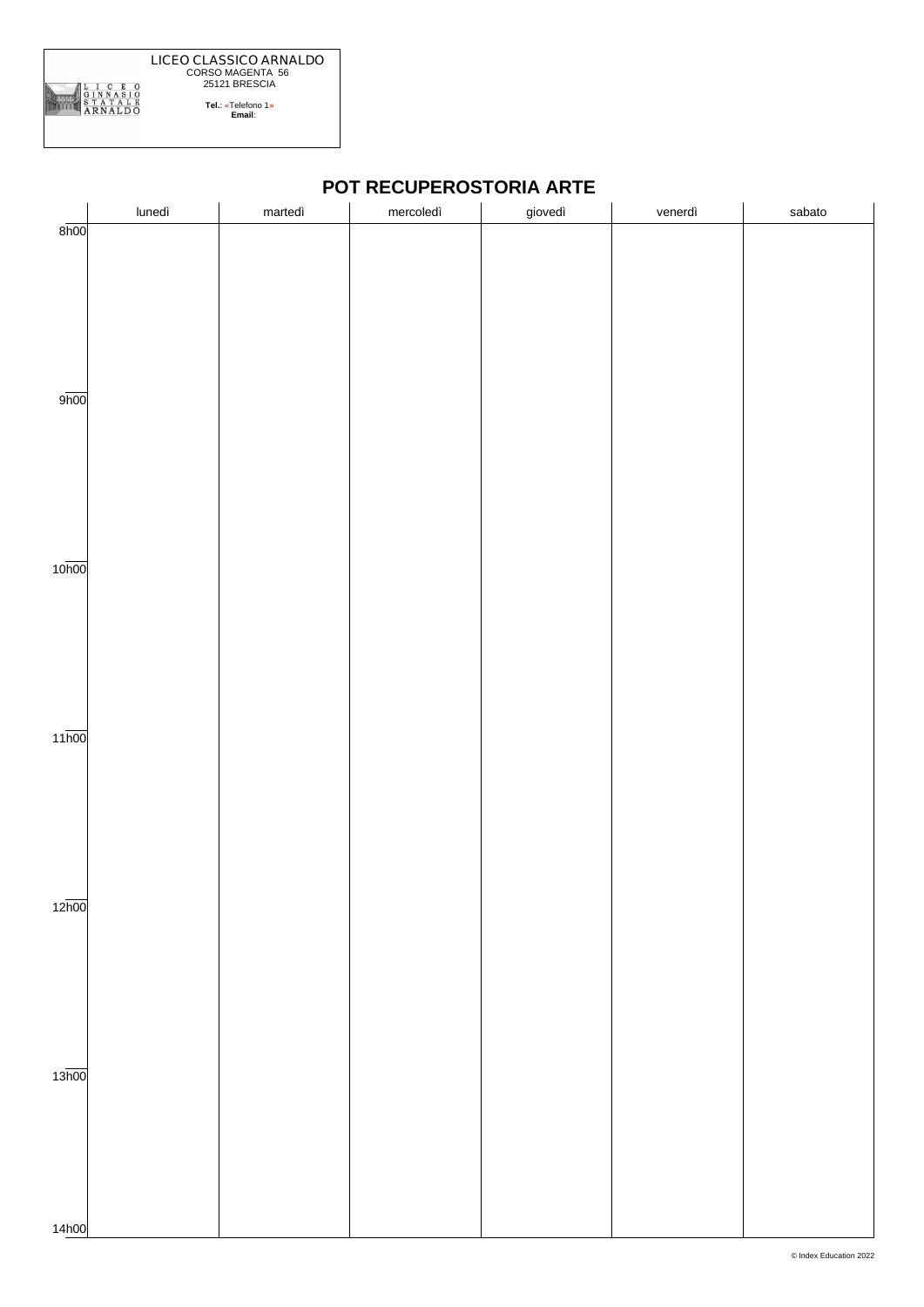LICEO CLASSICO ARNALDO
CORSO MAGENTA 56
25121 BRESCIA

**Tel.**: «Telefono 1»
**Email**:

## POT RECUPEROSTORIA ARTE

| | lunedì | martedì | mercoledì | giovedì | venerdì | sabato |
|---|---|---|---|---|---|---|
| 8h00 | | | | | | |
| 9h00 | | | | | | |
| 10h00 | | | | | | |
| 11h00 | | | | | | |
| 12h00 | | | | | | |
| 13h00 | | | | | | |
| 14h00 | | | | | | |

© Index Education 2022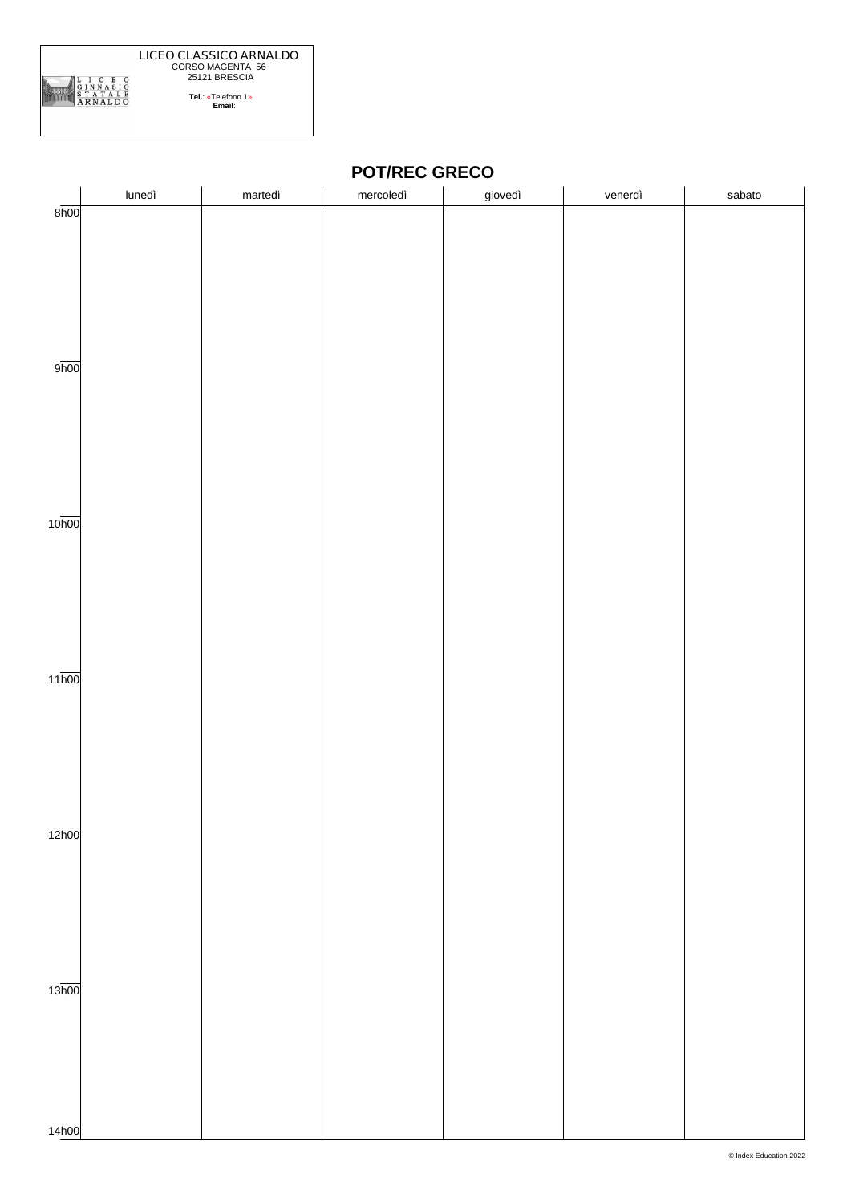LICEO CLASSICO ARNALDO
CORSO MAGENTA 56
25121 BRESCIA

**Tel.**: «Telefono 1»
**Email**:

## POT/REC GRECO

| | lunedì | martedì | mercoledì | giovedì | venerdì | sabato |
|---|---|---|---|---|---|---|
| 8h00 | | | | | | |
| 9h00 | | | | | | |
| 10h00 | | | | | | |
| 11h00 | | | | | | |
| 12h00 | | | | | | |
| 13h00 | | | | | | |
| 14h00 | | | | | | |

© Index Education 2022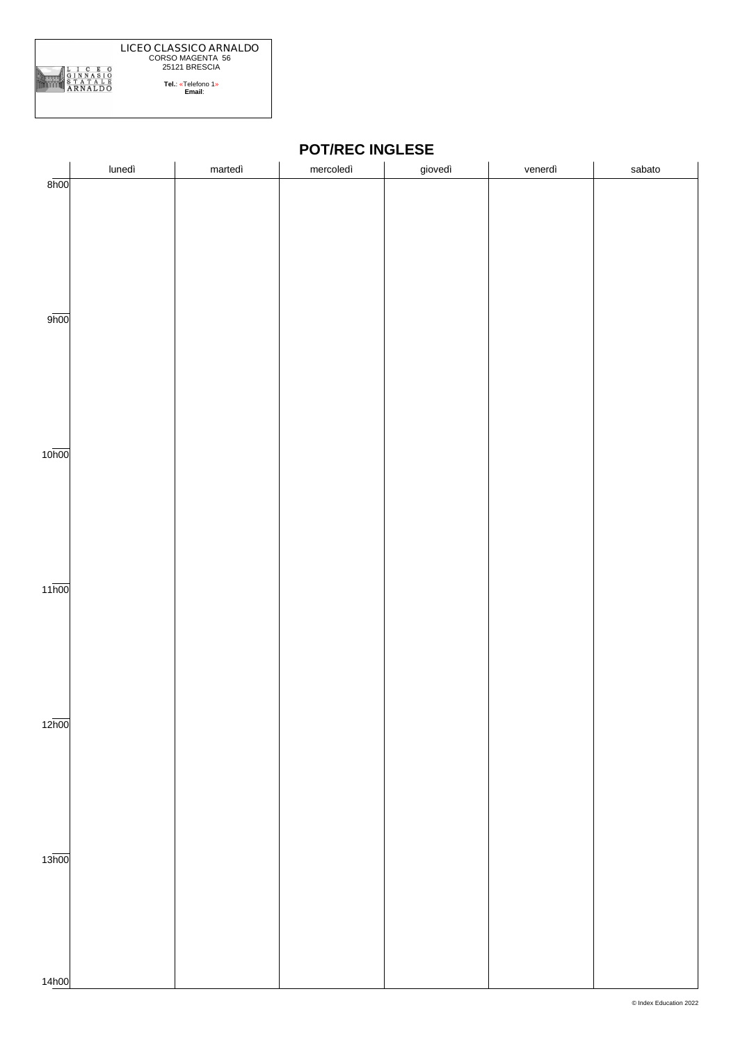LICEO CLASSICO ARNALDO
CORSO MAGENTA 56
25121 BRESCIA

**Tel.**: «Telefono 1»
**Email**:

## POT/REC INGLESE

| | lunedì | martedì | mercoledì | giovedì | venerdì | sabato |
|---|---|---|---|---|---|---|
| 8h00 | | | | | | |
| 9h00 | | | | | | |
| 10h00 | | | | | | |
| 11h00 | | | | | | |
| 12h00 | | | | | | |
| 13h00 | | | | | | |
| 14h00 | | | | | | |

© Index Education 2022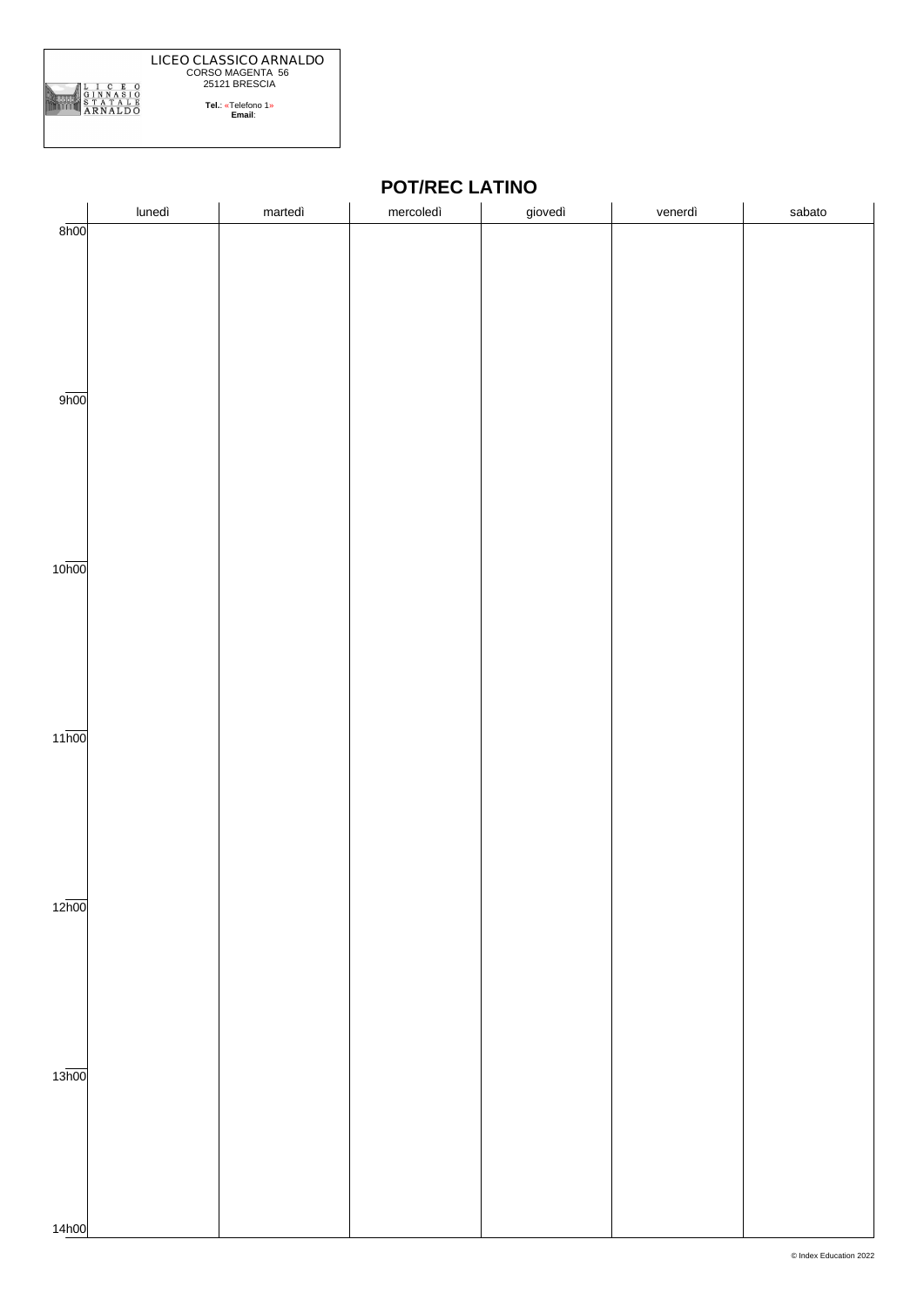LICEO CLASSICO ARNALDO
CORSO MAGENTA 56
25121 BRESCIA

**Tel.**: «Telefono 1»
**Email**:

## POT/REC LATINO

| | lunedì | martedì | mercoledì | giovedì | venerdì | sabato |
|---|---|---|---|---|---|---|
| 8h00 | | | | | | |
| 9h00 | | | | | | |
| 10h00 | | | | | | |
| 11h00 | | | | | | |
| 12h00 | | | | | | |
| 13h00 | | | | | | |
| 14h00 | | | | | | |

© Index Education 2022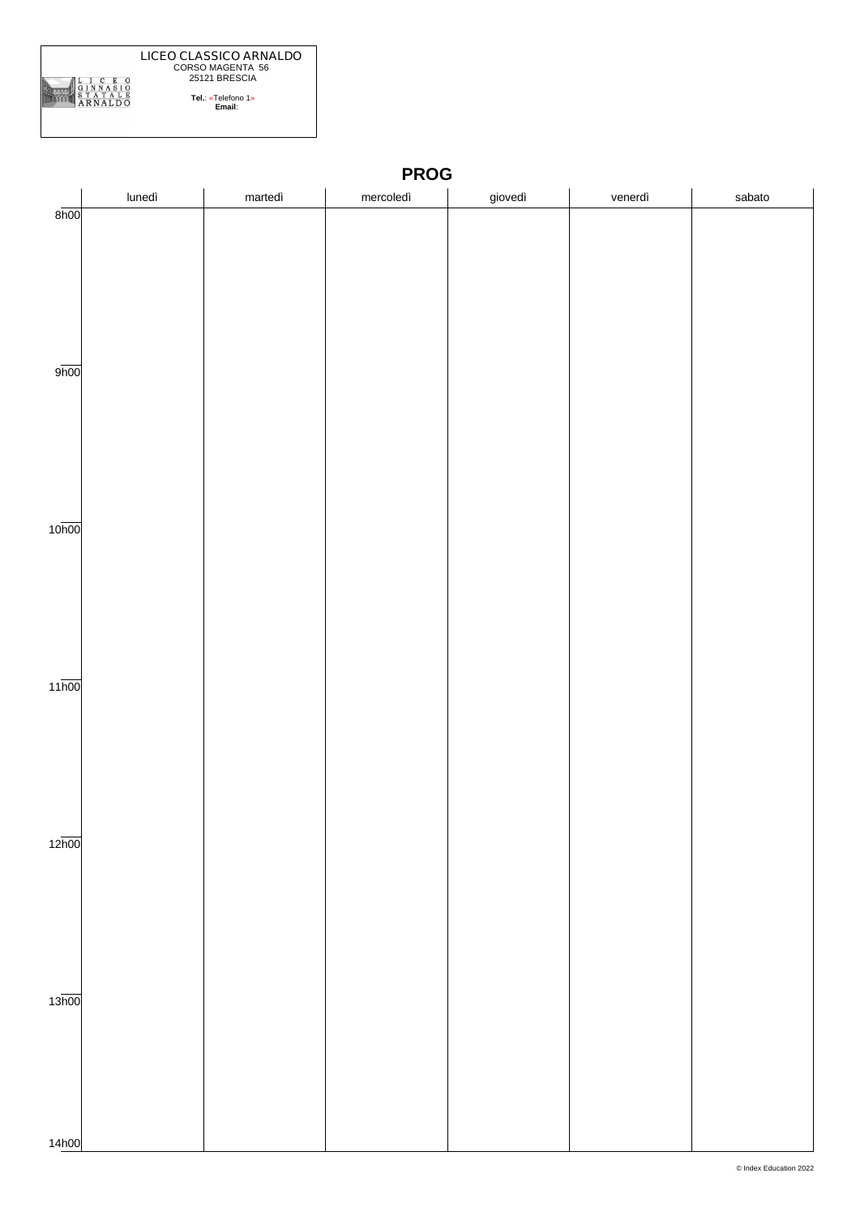LICEO CLASSICO ARNALDO
CORSO MAGENTA 56
25121 BRESCIA

**Tel.**: «Telefono 1»
**Email**:

## PROG

| | lunedì | martedì | mercoledì | giovedì | venerdì | sabato |
|---|---|---|---|---|---|---|
| 8h00 | | | | | | |
| 9h00 | | | | | | |
| 10h00 | | | | | | |
| 11h00 | | | | | | |
| 12h00 | | | | | | |
| 13h00 | | | | | | |
| 14h00 | | | | | | |

© Index Education 2022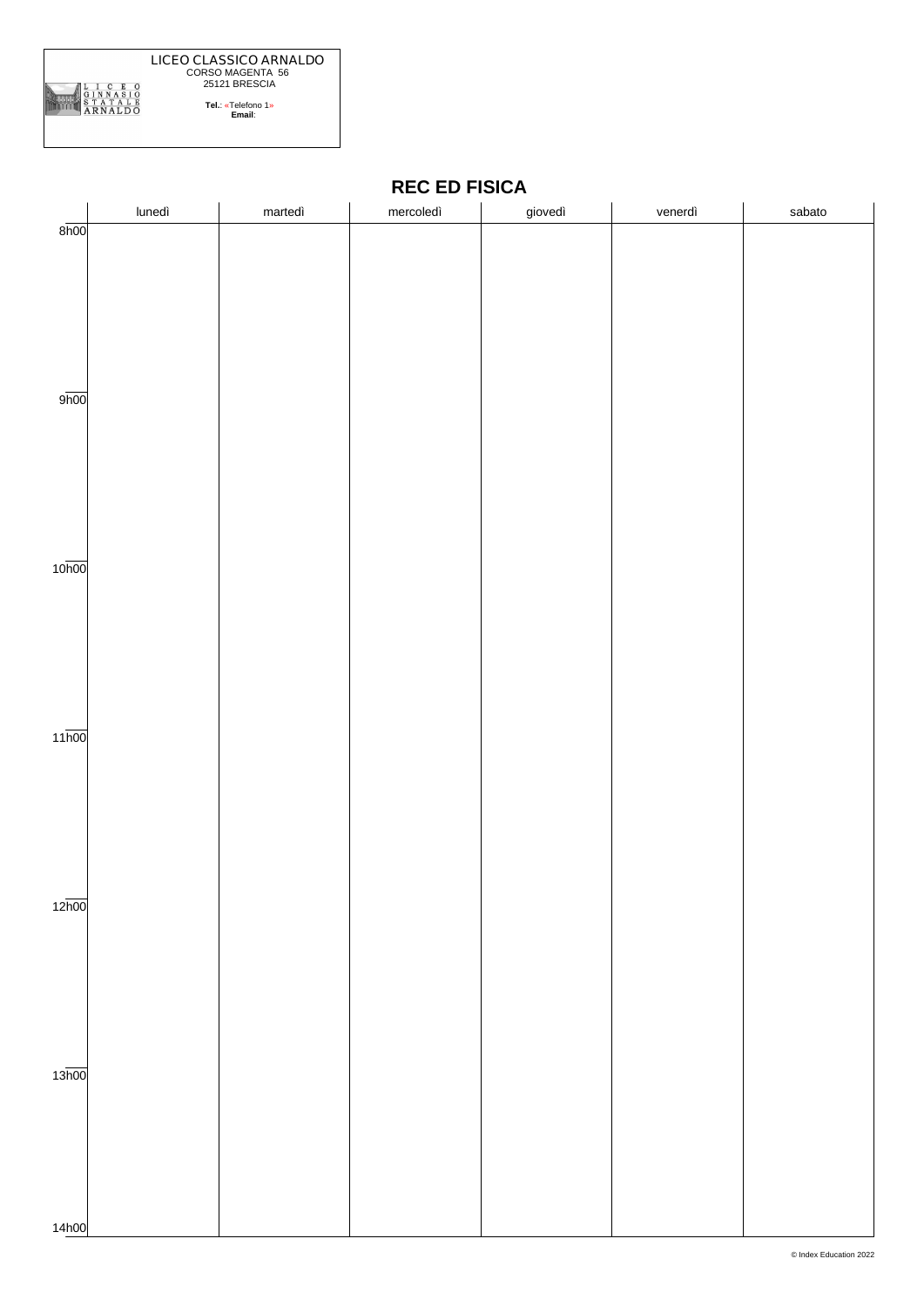LICEO CLASSICO ARNALDO
CORSO MAGENTA 56
25121 BRESCIA

**Tel.**: «Telefono 1»
**Email**:

# REC ED FISICA

| | lunedì | martedì | mercoledì | giovedì | venerdì | sabato |
|---|---|---|---|---|---|---|
| 8h00 | | | | | | |
| 9h00 | | | | | | |
| 10h00 | | | | | | |
| 11h00 | | | | | | |
| 12h00 | | | | | | |
| 13h00 | | | | | | |
| 14h00 | | | | | | |

© Index Education 2022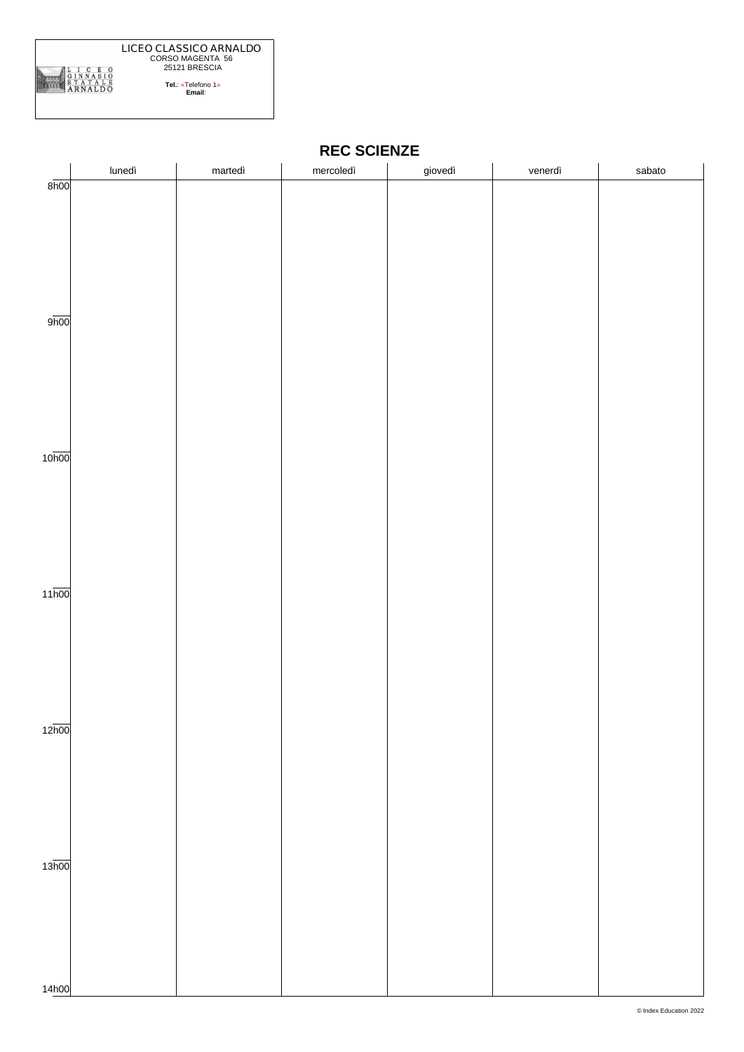LICEO CLASSICO ARNALDO
CORSO MAGENTA 56
25121 BRESCIA

**Tel.**: «Telefono 1»
**Email**:

## REC SCIENZE

| | lunedì | martedì | mercoledì | giovedì | venerdì | sabato |
|---|---|---|---|---|---|---|
| 8h00 | | | | | | |
| 9h00 | | | | | | |
| 10h00 | | | | | | |
| 11h00 | | | | | | |
| 12h00 | | | | | | |
| 13h00 | | | | | | |
| 14h00 | | | | | | |

© Index Education 2022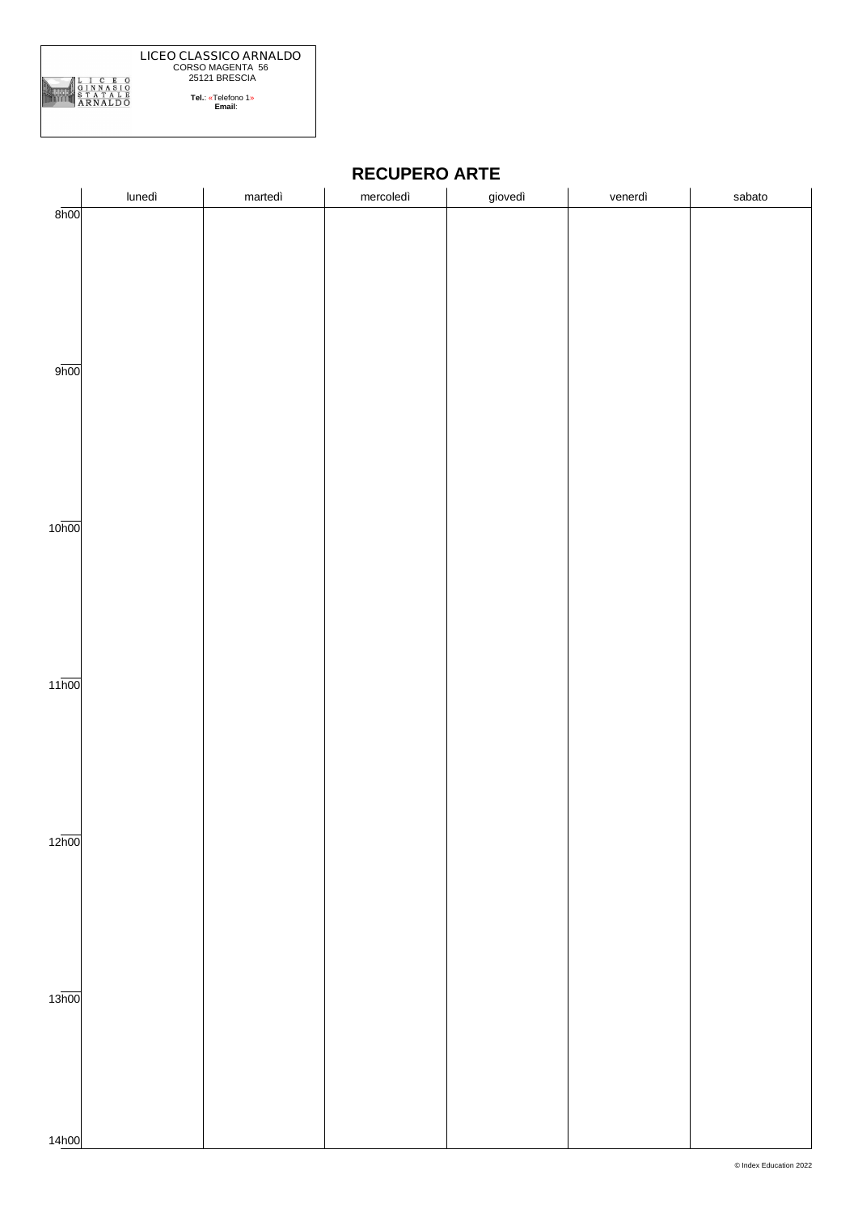LICEO CLASSICO ARNALDO
CORSO MAGENTA 56
25121 BRESCIA

**Tel.**: «Telefono 1»
**Email**:

## RECUPERO ARTE

| | lunedì | martedì | mercoledì | giovedì | venerdì | sabato |
|---|---|---|---|---|---|---|
| 8h00 | | | | | | |
| 9h00 | | | | | | |
| 10h00 | | | | | | |
| 11h00 | | | | | | |
| 12h00 | | | | | | |
| 13h00 | | | | | | |
| 14h00 | | | | | | |

© Index Education 2022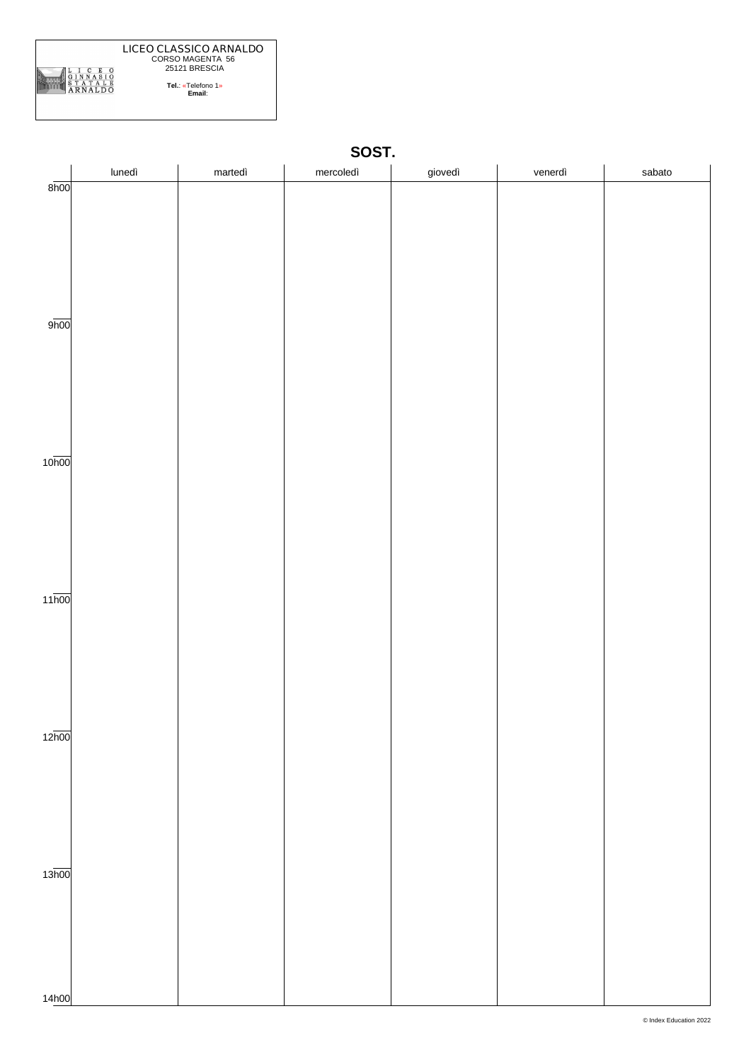LICEO CLASSICO ARNALDO
CORSO MAGENTA 56
25121 BRESCIA

**Tel.**: «Telefono 1»
**Email**:

## SOST.

| | lunedì | martedì | mercoledì | giovedì | venerdì | sabato |
|---|---|---|---|---|---|---|
| 8h00 | | | | | | |
| 9h00 | | | | | | |
| 10h00 | | | | | | |
| 11h00 | | | | | | |
| 12h00 | | | | | | |
| 13h00 | | | | | | |
| 14h00 | | | | | | |

© Index Education 2022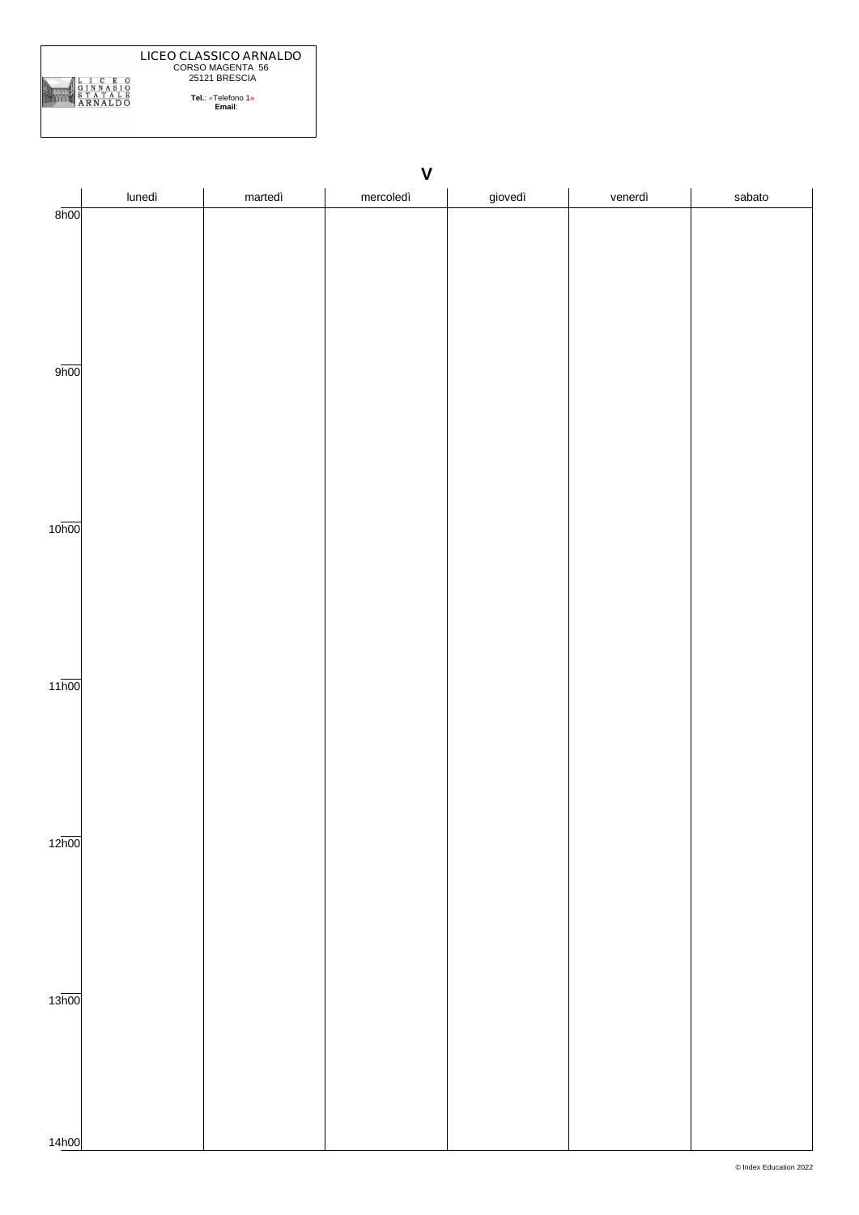LICEO CLASSICO ARNALDO
CORSO MAGENTA 56
25121 BRESCIA

**Tel.**: «Telefono 1»
**Email**:

# V

| | lunedì | martedì | mercoledì | giovedì | venerdì | sabato |
|---|---|---|---|---|---|---|
| 8h00 | | | | | | |
| 9h00 | | | | | | |
| 10h00 | | | | | | |
| 11h00 | | | | | | |
| 12h00 | | | | | | |
| 13h00 | | | | | | |
| 14h00 | | | | | | |

© Index Education 2022